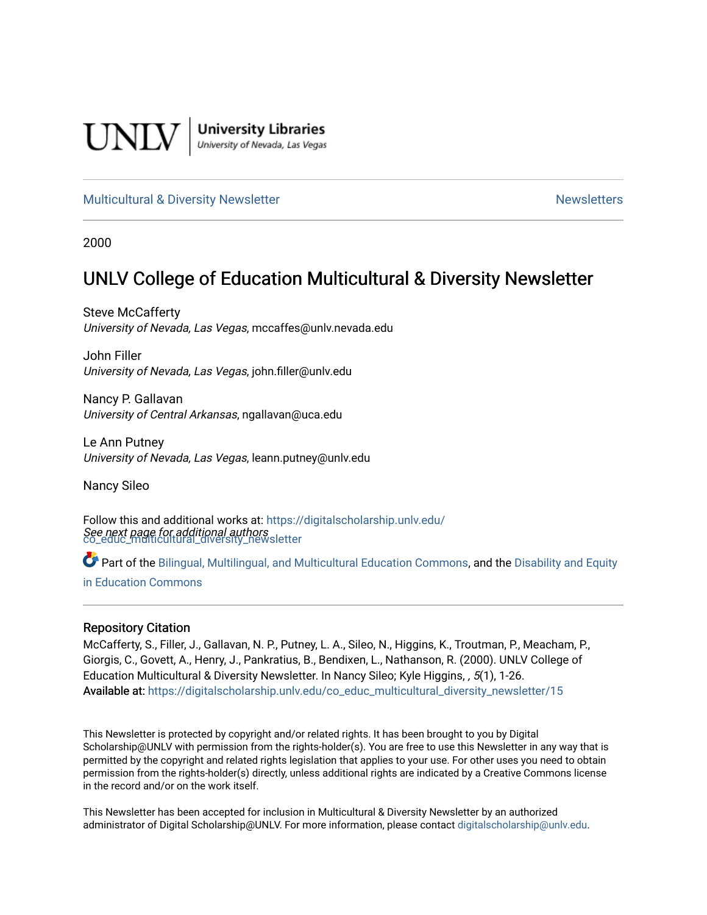UNLV | University Libraries
University of Nevada, Las Vegas

Multicultural & Diversity Newsletter | Newsletters

2000

# UNLV College of Education Multicultural & Diversity Newsletter

Steve McCafferty
*University of Nevada, Las Vegas*, mccaffes@unlv.nevada.edu

John Filler
*University of Nevada, Las Vegas*, john.filler@unlv.edu

Nancy P. Gallavan
*University of Central Arkansas*, ngallavan@uca.edu

Le Ann Putney
*University of Nevada, Las Vegas*, leann.putney@unlv.edu

Nancy Sileo

*See next page for additional authors*

Follow this and additional works at: https://digitalscholarship.unlv.edu/co_educ_multicultural_diversity_newsletter

Part of the Bilingual, Multilingual, and Multicultural Education Commons, and the Disability and Equity in Education Commons

## Repository Citation

McCafferty, S., Filler, J., Gallavan, N. P., Putney, L. A., Sileo, N., Higgins, K., Troutman, P., Meacham, P., Giorgis, C., Govett, A., Henry, J., Pankratius, B., Bendixen, L., Nathanson, R. (2000). UNLV College of Education Multicultural & Diversity Newsletter. In Nancy Sileo; Kyle Higgins, , *5*(1), 1-26.
**Available at:** https://digitalscholarship.unlv.edu/co_educ_multicultural_diversity_newsletter/15

This Newsletter is protected by copyright and/or related rights. It has been brought to you by Digital Scholarship@UNLV with permission from the rights-holder(s). You are free to use this Newsletter in any way that is permitted by the copyright and related rights legislation that applies to your use. For other uses you need to obtain permission from the rights-holder(s) directly, unless additional rights are indicated by a Creative Commons license in the record and/or on the work itself.

This Newsletter has been accepted for inclusion in Multicultural & Diversity Newsletter by an authorized administrator of Digital Scholarship@UNLV. For more information, please contact digitalscholarship@unlv.edu.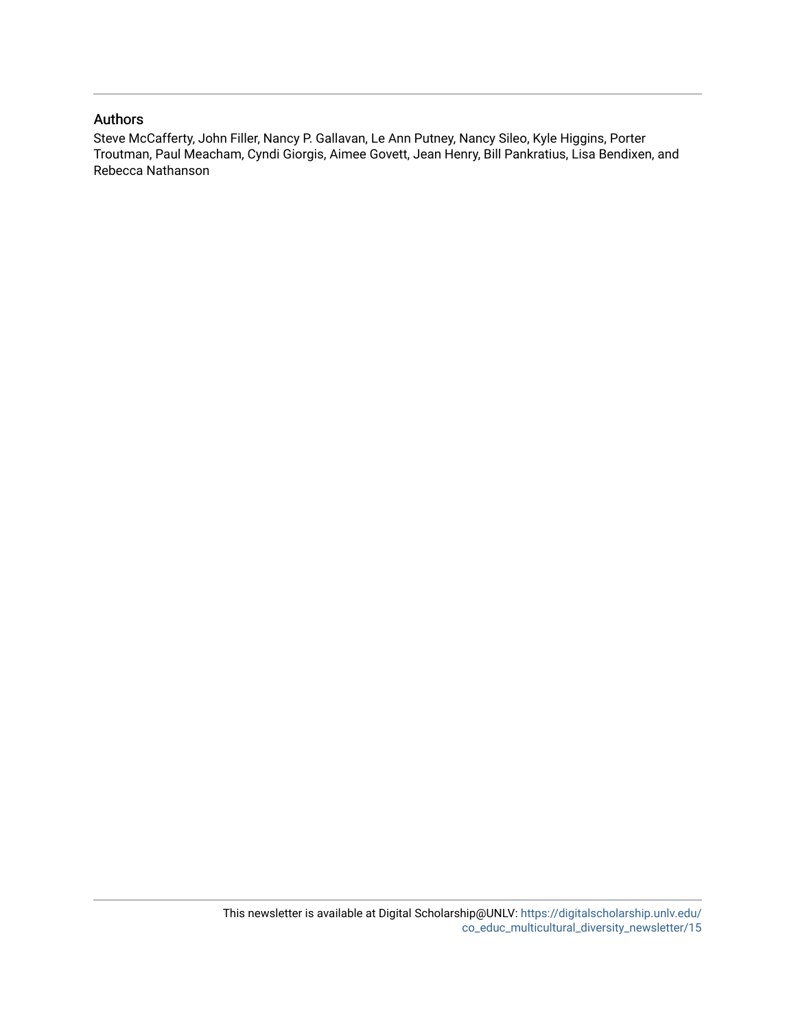## Authors

Steve McCafferty, John Filler, Nancy P. Gallavan, Le Ann Putney, Nancy Sileo, Kyle Higgins, Porter Troutman, Paul Meacham, Cyndi Giorgis, Aimee Govett, Jean Henry, Bill Pankratius, Lisa Bendixen, and Rebecca Nathanson

This newsletter is available at Digital Scholarship@UNLV: https://digitalscholarship.unlv.edu/co_educ_multicultural_diversity_newsletter/15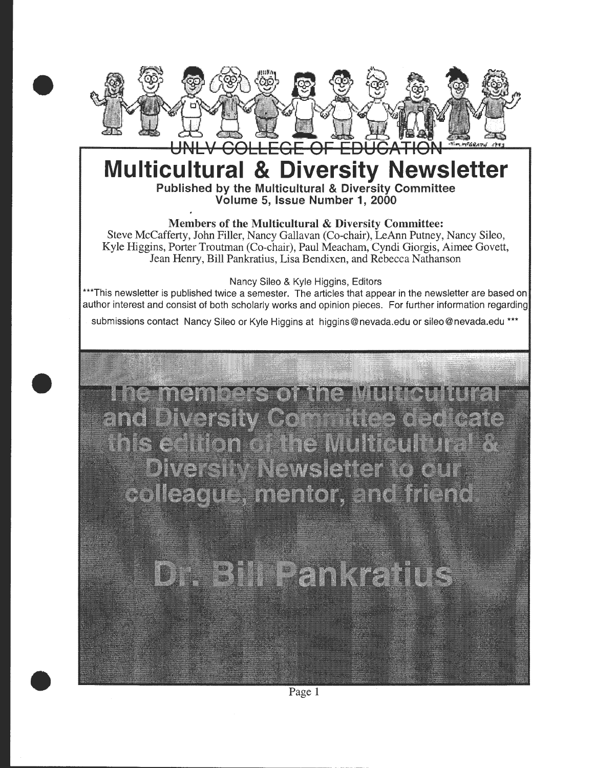UNLV COLLEGE OF EDUCATION

# Multicultural & Diversity Newsletter

**Published by the Multicultural & Diversity Committee**
**Volume 5, Issue Number 1, 2000**

**Members of the Multicultural & Diversity Committee:**
Steve McCafferty, John Filler, Nancy Gallavan (Co-chair), LeAnn Putney, Nancy Sileo, Kyle Higgins, Porter Troutman (Co-chair), Paul Meacham, Cyndi Giorgis, Aimee Govett, Jean Henry, Bill Pankratius, Lisa Bendixen, and Rebecca Nathanson

Nancy Sileo & Kyle Higgins, Editors

***This newsletter is published twice a semester. The articles that appear in the newsletter are based on author interest and consist of both scholarly works and opinion pieces. For further information regarding submissions contact Nancy Sileo or Kyle Higgins at higgins@nevada.edu or sileo@nevada.edu ***

## The members of the Multicultural and Diversity Committee dedicate this edition of the Multicultural & Diversity Newsletter to our colleague, mentor, and friend.

## Dr. Bill Pankratius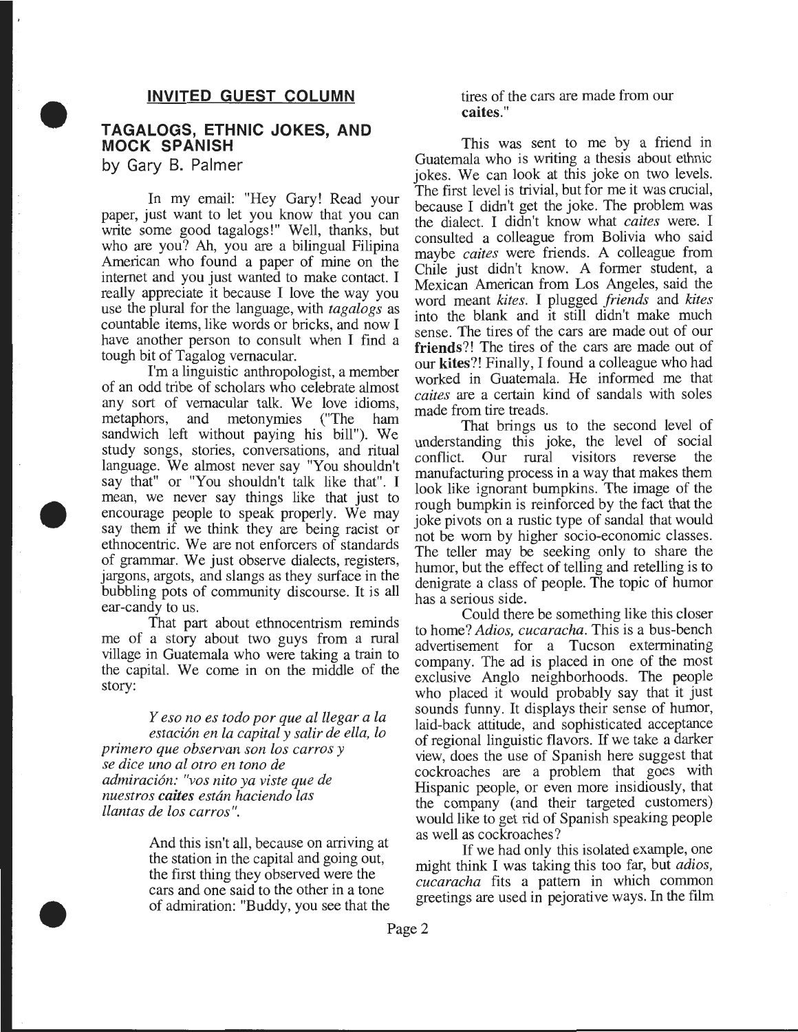## INVITED GUEST COLUMN

## TAGALOGS, ETHNIC JOKES, AND MOCK SPANISH

by Gary B. Palmer

In my email: "Hey Gary! Read your paper, just want to let you know that you can write some good tagalogs!" Well, thanks, but who are you? Ah, you are a bilingual Filipina American who found a paper of mine on the internet and you just wanted to make contact. I really appreciate it because I love the way you use the plural for the language, with *tagalogs* as countable items, like words or bricks, and now I have another person to consult when I find a tough bit of Tagalog vernacular.

I'm a linguistic anthropologist, a member of an odd tribe of scholars who celebrate almost any sort of vernacular talk. We love idioms, metaphors, and metonymies ("The ham sandwich left without paying his bill"). We study songs, stories, conversations, and ritual language. We almost never say "You shouldn't say that" or "You shouldn't talk like that". I mean, we never say things like that just to encourage people to speak properly. We may say them if we think they are being racist or ethnocentric. We are not enforcers of standards of grammar. We just observe dialects, registers, jargons, argots, and slangs as they surface in the bubbling pots of community discourse. It is all ear-candy to us.

That part about ethnocentrism reminds me of a story about two guys from a rural village in Guatemala who were taking a train to the capital. We come in on the middle of the story:

> *Y eso no es todo por que al llegar a la estación en la capital y salir de ella, lo primero que observan son los carros y se dice uno al otro en tono de admiración: "vos nito ya viste que de nuestros **caites** están haciendo las llantas de los carros".*
>
> And this isn't all, because on arriving at the station in the capital and going out, the first thing they observed were the cars and one said to the other in a tone of admiration: "Buddy, you see that the tires of the cars are made from our **caites**."

This was sent to me by a friend in Guatemala who is writing a thesis about ethnic jokes. We can look at this joke on two levels. The first level is trivial, but for me it was crucial, because I didn't get the joke. The problem was the dialect. I didn't know what *caites* were. I consulted a colleague from Bolivia who said maybe *caites* were friends. A colleague from Chile just didn't know. A former student, a Mexican American from Los Angeles, said the word meant *kites*. I plugged *friends* and *kites* into the blank and it still didn't make much sense. The tires of the cars are made out of our **friends**?! The tires of the cars are made out of our **kites**?! Finally, I found a colleague who had worked in Guatemala. He informed me that *caites* are a certain kind of sandals with soles made from tire treads.

That brings us to the second level of understanding this joke, the level of social conflict. Our rural visitors reverse the manufacturing process in a way that makes them look like ignorant bumpkins. The image of the rough bumpkin is reinforced by the fact that the joke pivots on a rustic type of sandal that would not be worn by higher socio-economic classes. The teller may be seeking only to share the humor, but the effect of telling and retelling is to denigrate a class of people. The topic of humor has a serious side.

Could there be something like this closer to home? *Adios, cucaracha.* This is a bus-bench advertisement for a Tucson exterminating company. The ad is placed in one of the most exclusive Anglo neighborhoods. The people who placed it would probably say that it just sounds funny. It displays their sense of humor, laid-back attitude, and sophisticated acceptance of regional linguistic flavors. If we take a darker view, does the use of Spanish here suggest that cockroaches are a problem that goes with Hispanic people, or even more insidiously, that the company (and their targeted customers) would like to get rid of Spanish speaking people as well as cockroaches?

If we had only this isolated example, one might think I was taking this too far, but *adios, cucaracha* fits a pattern in which common greetings are used in pejorative ways. In the film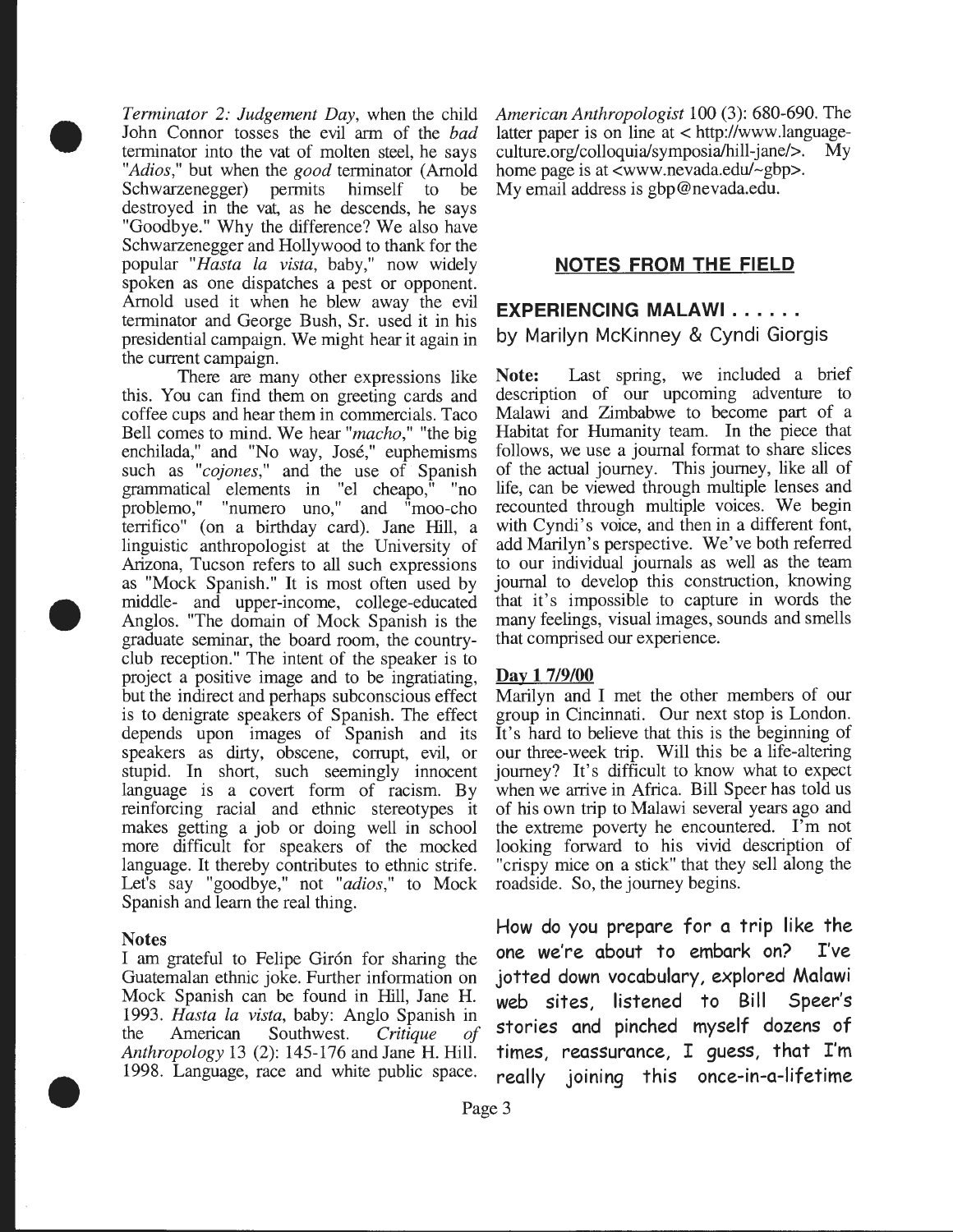*Terminator 2: Judgement Day*, when the child John Connor tosses the evil arm of the *bad* terminator into the vat of molten steel, he says "*Adios*," but when the *good* terminator (Arnold Schwarzenegger) permits himself to be destroyed in the vat, as he descends, he says "Goodbye." Why the difference? We also have Schwarzenegger and Hollywood to thank for the popular "*Hasta la vista*, baby," now widely spoken as one dispatches a pest or opponent. Arnold used it when he blew away the evil terminator and George Bush, Sr. used it in his presidential campaign. We might hear it again in the current campaign.

There are many other expressions like this. You can find them on greeting cards and coffee cups and hear them in commercials. Taco Bell comes to mind. We hear "*macho*," "the big enchilada," and "No way, José," euphemisms such as "*cojones*," and the use of Spanish grammatical elements in "el cheapo," "no problemo," "numero uno," and "moo-cho terrifico" (on a birthday card). Jane Hill, a linguistic anthropologist at the University of Arizona, Tucson refers to all such expressions as "Mock Spanish." It is most often used by middle- and upper-income, college-educated Anglos. "The domain of Mock Spanish is the graduate seminar, the board room, the country-club reception." The intent of the speaker is to project a positive image and to be ingratiating, but the indirect and perhaps subconscious effect is to denigrate speakers of Spanish. The effect depends upon images of Spanish and its speakers as dirty, obscene, corrupt, evil, or stupid. In short, such seemingly innocent language is a covert form of racism. By reinforcing racial and ethnic stereotypes it makes getting a job or doing well in school more difficult for speakers of the mocked language. It thereby contributes to ethnic strife. Let's say "goodbye," not "*adios*," to Mock Spanish and learn the real thing.

### Notes

I am grateful to Felipe Girón for sharing the Guatemalan ethnic joke. Further information on Mock Spanish can be found in Hill, Jane H. 1993. *Hasta la vista*, baby: Anglo Spanish in the American Southwest. *Critique of Anthropology* 13 (2): 145-176 and Jane H. Hill. 1998. Language, race and white public space. *American Anthropologist* 100 (3): 680-690. The latter paper is on line at < http://www.language-culture.org/colloquia/symposia/hill-jane/>. My home page is at <www.nevada.edu/~gbp>. My email address is gbp@nevada.edu.

## NOTES FROM THE FIELD

### EXPERIENCING MALAWI . . . . . .

by Marilyn McKinney & Cyndi Giorgis

**Note:** Last spring, we included a brief description of our upcoming adventure to Malawi and Zimbabwe to become part of a Habitat for Humanity team. In the piece that follows, we use a journal format to share slices of the actual journey. This journey, like all of life, can be viewed through multiple lenses and recounted through multiple voices. We begin with Cyndi's voice, and then in a different font, add Marilyn's perspective. We've both referred to our individual journals as well as the team journal to develop this construction, knowing that it's impossible to capture in words the many feelings, visual images, sounds and smells that comprised our experience.

**Day 1 7/9/00**

Marilyn and I met the other members of our group in Cincinnati. Our next stop is London. It's hard to believe that this is the beginning of our three-week trip. Will this be a life-altering journey? It's difficult to know what to expect when we arrive in Africa. Bill Speer has told us of his own trip to Malawi several years ago and the extreme poverty he encountered. I'm not looking forward to his vivid description of "crispy mice on a stick" that they sell along the roadside. So, the journey begins.

How do you prepare for a trip like the one we're about to embark on? I've jotted down vocabulary, explored Malawi web sites, listened to Bill Speer's stories and pinched myself dozens of times, reassurance, I guess, that I'm really joining this once-in-a-lifetime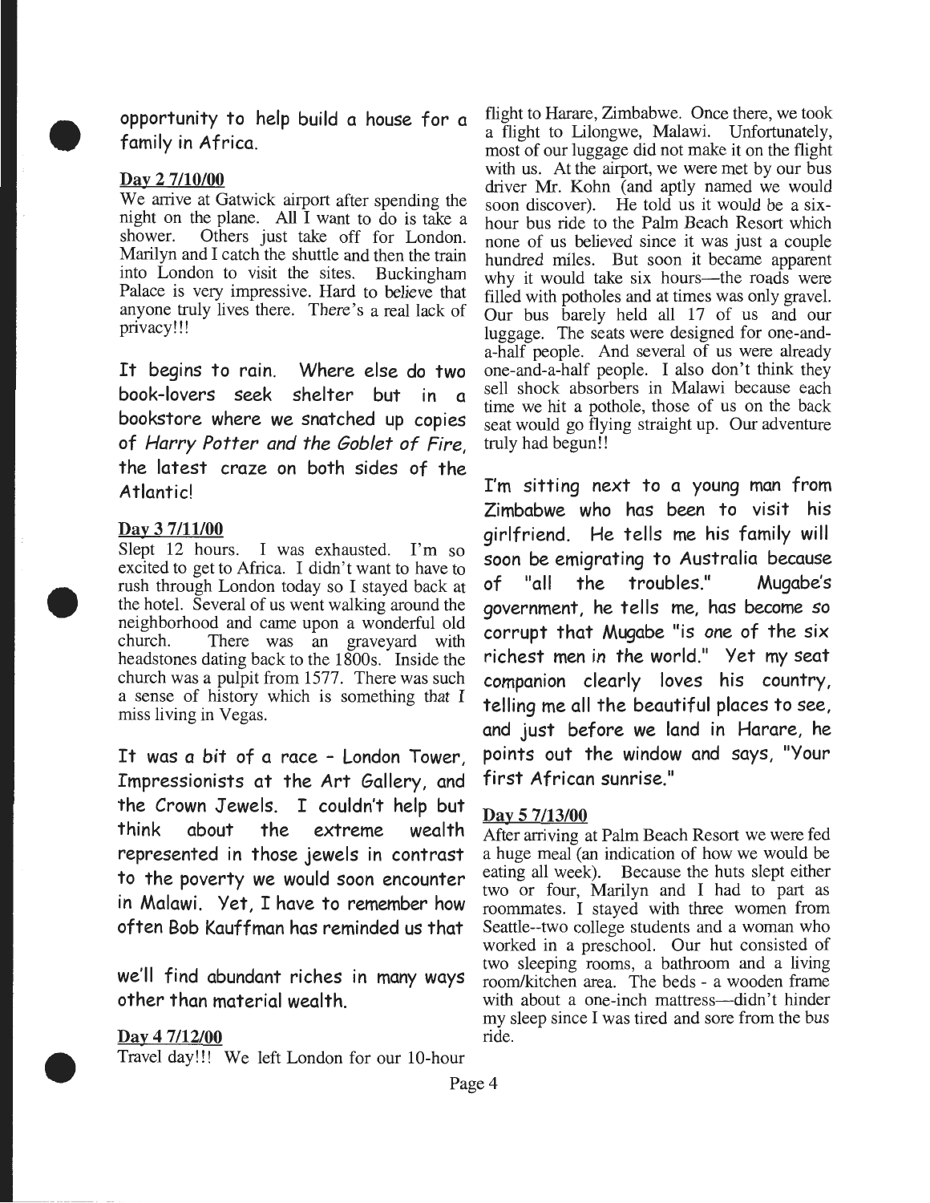opportunity to help build a house for a family in Africa.

**Day 2 7/10/00**

We arrive at Gatwick airport after spending the night on the plane. All I want to do is take a shower. Others just take off for London. Marilyn and I catch the shuttle and then the train into London to visit the sites. Buckingham Palace is very impressive. Hard to believe that anyone truly lives there. There's a real lack of privacy!!!

It begins to rain. Where else do two book-lovers seek shelter but in a bookstore where we snatched up copies of *Harry Potter and the Goblet of Fire*, the latest craze on both sides of the Atlantic!

**Day 3 7/11/00**

Slept 12 hours. I was exhausted. I'm so excited to get to Africa. I didn't want to have to rush through London today so I stayed back at the hotel. Several of us went walking around the neighborhood and came upon a wonderful old church. There was an graveyard with headstones dating back to the 1800s. Inside the church was a pulpit from 1577. There was such a sense of history which is something that I miss living in Vegas.

It was a bit of a race - London Tower, Impressionists at the Art Gallery, and the Crown Jewels. I couldn't help but think about the extreme wealth represented in those jewels in contrast to the poverty we would soon encounter in Malawi. Yet, I have to remember how often Bob Kauffman has reminded us that we'll find abundant riches in many ways other than material wealth.

**Day 4 7/12/00**

Travel day!!! We left London for our 10-hour flight to Harare, Zimbabwe. Once there, we took a flight to Lilongwe, Malawi. Unfortunately, most of our luggage did not make it on the flight with us. At the airport, we were met by our bus driver Mr. Kohn (and aptly named we would soon discover). He told us it would be a six-hour bus ride to the Palm Beach Resort which none of us believed since it was just a couple hundred miles. But soon it became apparent why it would take six hours—the roads were filled with potholes and at times was only gravel. Our bus barely held all 17 of us and our luggage. The seats were designed for one-and-a-half people. And several of us were already one-and-a-half people. I also don't think they sell shock absorbers in Malawi because each time we hit a pothole, those of us on the back seat would go flying straight up. Our adventure truly had begun!!

I'm sitting next to a young man from Zimbabwe who has been to visit his girlfriend. He tells me his family will soon be emigrating to Australia because of "all the troubles." Mugabe's government, he tells me, has become so corrupt that Mugabe "is one of the six richest men in the world." Yet my seat companion clearly loves his country, telling me all the beautiful places to see, and just before we land in Harare, he points out the window and says, "Your first African sunrise."

**Day 5 7/13/00**

After arriving at Palm Beach Resort we were fed a huge meal (an indication of how we would be eating all week). Because the huts slept either two or four, Marilyn and I had to part as roommates. I stayed with three women from Seattle--two college students and a woman who worked in a preschool. Our hut consisted of two sleeping rooms, a bathroom and a living room/kitchen area. The beds - a wooden frame with about a one-inch mattress—didn't hinder my sleep since I was tired and sore from the bus ride.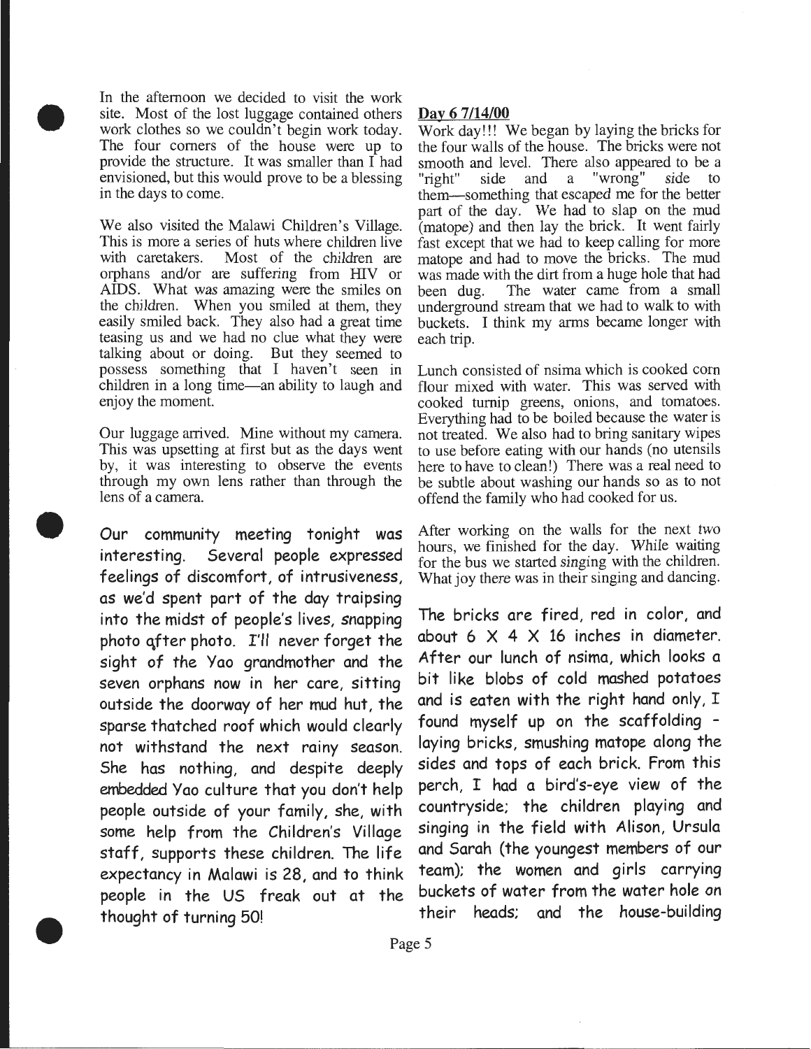In the afternoon we decided to visit the work site. Most of the lost luggage contained others work clothes so we couldn't begin work today. The four corners of the house were up to provide the structure. It was smaller than I had envisioned, but this would prove to be a blessing in the days to come.

We also visited the Malawi Children's Village. This is more a series of huts where children live with caretakers. Most of the children are orphans and/or are suffering from HIV or AIDS. What was amazing were the smiles on the children. When you smiled at them, they easily smiled back. They also had a great time teasing us and we had no clue what they were talking about or doing. But they seemed to possess something that I haven't seen in children in a long time—an ability to laugh and enjoy the moment.

Our luggage arrived. Mine without my camera. This was upsetting at first but as the days went by, it was interesting to observe the events through my own lens rather than through the lens of a camera.

Our community meeting tonight was interesting. Several people expressed feelings of discomfort, of intrusiveness, as we'd spent part of the day traipsing into the midst of people's lives, snapping photo after photo. I'll never forget the sight of the Yao grandmother and the seven orphans now in her care, sitting outside the doorway of her mud hut, the sparse thatched roof which would clearly not withstand the next rainy season. She has nothing, and despite deeply embedded Yao culture that you don't help people outside of your family, she, with some help from the Children's Village staff, supports these children. The life expectancy in Malawi is 28, and to think people in the US freak out at the thought of turning 50!

**Day 6 7/14/00**

Work day!!! We began by laying the bricks for the four walls of the house. The bricks were not smooth and level. There also appeared to be a "right" side and a "wrong" side to them—something that escaped me for the better part of the day. We had to slap on the mud (matope) and then lay the brick. It went fairly fast except that we had to keep calling for more matope and had to move the bricks. The mud was made with the dirt from a huge hole that had been dug. The water came from a small underground stream that we had to walk to with buckets. I think my arms became longer with each trip.

Lunch consisted of nsima which is cooked corn flour mixed with water. This was served with cooked turnip greens, onions, and tomatoes. Everything had to be boiled because the water is not treated. We also had to bring sanitary wipes to use before eating with our hands (no utensils here to have to clean!) There was a real need to be subtle about washing our hands so as to not offend the family who had cooked for us.

After working on the walls for the next two hours, we finished for the day. While waiting for the bus we started singing with the children. What joy there was in their singing and dancing.

The bricks are fired, red in color, and about 6 X 4 X 16 inches in diameter. After our lunch of nsima, which looks a bit like blobs of cold mashed potatoes and is eaten with the right hand only, I found myself up on the scaffolding - laying bricks, smushing matope along the sides and tops of each brick. From this perch, I had a bird's-eye view of the countryside; the children playing and singing in the field with Alison, Ursula and Sarah (the youngest members of our team); the women and girls carrying buckets of water from the water hole on their heads; and the house-building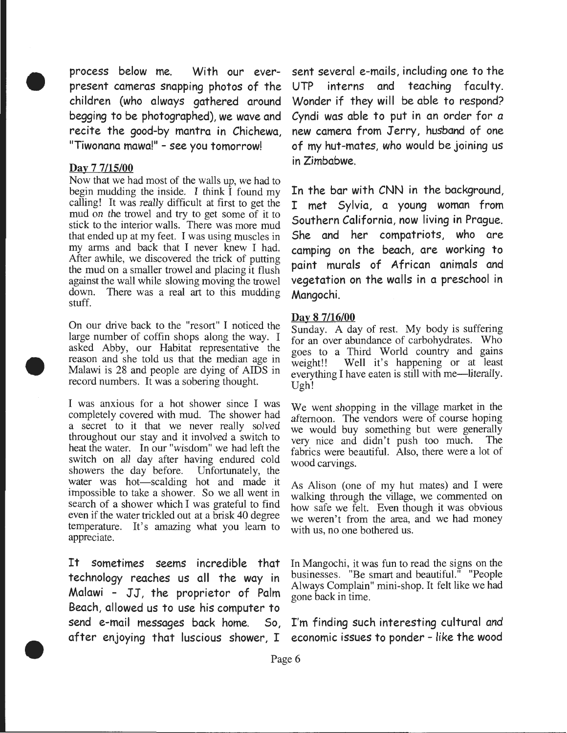process below me. With our ever-present cameras snapping photos of the children (who always gathered around begging to be photographed), we wave and recite the good-by mantra in Chichewa, "Tiwonana mawa!" - see you tomorrow!

**Day 7 7/15/00**

Now that we had most of the walls up, we had to begin mudding the inside. I think I found my calling! It was really difficult at first to get the mud on the trowel and try to get some of it to stick to the interior walls. There was more mud that ended up at my feet. I was using muscles in my arms and back that I never knew I had. After awhile, we discovered the trick of putting the mud on a smaller trowel and placing it flush against the wall while slowing moving the trowel down. There was a real art to this mudding stuff.

On our drive back to the "resort" I noticed the large number of coffin shops along the way. I asked Abby, our Habitat representative the reason and she told us that the median age in Malawi is 28 and people are dying of AIDS in record numbers. It was a sobering thought.

I was anxious for a hot shower since I was completely covered with mud. The shower had a secret to it that we never really solved throughout our stay and it involved a switch to heat the water. In our "wisdom" we had left the switch on all day after having endured cold showers the day before. Unfortunately, the water was hot—scalding hot and made it impossible to take a shower. So we all went in search of a shower which I was grateful to find even if the water trickled out at a brisk 40 degree temperature. It's amazing what you learn to appreciate.

It sometimes seems incredible that technology reaches us all the way in Malawi - JJ, the proprietor of Palm Beach, allowed us to use his computer to send e-mail messages back home. So, after enjoying that luscious shower, I sent several e-mails, including one to the UTP interns and teaching faculty. Wonder if they will be able to respond? Cyndi was able to put in an order for a new camera from Jerry, husband of one of my hut-mates, who would be joining us in Zimbabwe.

In the bar with CNN in the background, I met Sylvia, a young woman from Southern California, now living in Prague. She and her compatriots, who are camping on the beach, are working to paint murals of African animals and vegetation on the walls in a preschool in Mangochi.

**Day 8 7/16/00**

Sunday. A day of rest. My body is suffering for an over abundance of carbohydrates. Who goes to a Third World country and gains weight!! Well it's happening or at least everything I have eaten is still with me—literally. Ugh!

We went shopping in the village market in the afternoon. The vendors were of course hoping we would buy something but were generally very nice and didn't push too much. The fabrics were beautiful. Also, there were a lot of wood carvings.

As Alison (one of my hut mates) and I were walking through the village, we commented on how safe we felt. Even though it was obvious we weren't from the area, and we had money with us, no one bothered us.

In Mangochi, it was fun to read the signs on the businesses. "Be smart and beautiful." "People Always Complain" mini-shop. It felt like we had gone back in time.

I'm finding such interesting cultural and economic issues to ponder - like the wood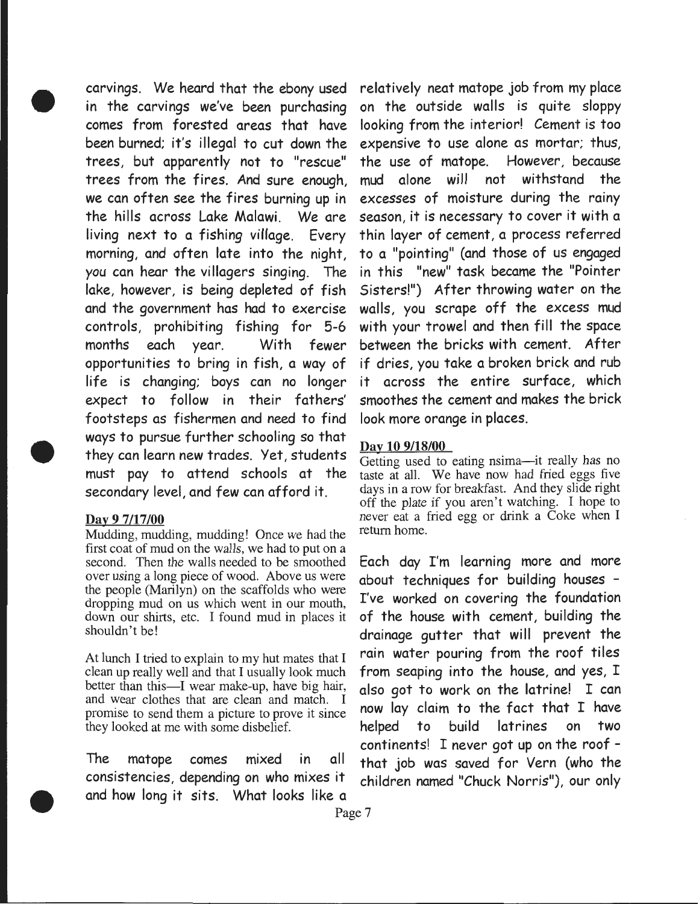carvings. We heard that the ebony used in the carvings we've been purchasing comes from forested areas that have been burned; it's illegal to cut down the trees, but apparently not to "rescue" trees from the fires. And sure enough, we can often see the fires burning up in the hills across Lake Malawi. We are living next to a fishing village. Every morning, and often late into the night, you can hear the villagers singing. The lake, however, is being depleted of fish and the government has had to exercise controls, prohibiting fishing for 5-6 months each year. With fewer opportunities to bring in fish, a way of life is changing; boys can no longer expect to follow in their fathers' footsteps as fishermen and need to find ways to pursue further schooling so that they can learn new trades. Yet, students must pay to attend schools at the secondary level, and few can afford it.

**Day 9 7/17/00**

Mudding, mudding, mudding! Once we had the first coat of mud on the walls, we had to put on a second. Then the walls needed to be smoothed over using a long piece of wood. Above us were the people (Marilyn) on the scaffolds who were dropping mud on us which went in our mouth, down our shirts, etc. I found mud in places it shouldn't be!

At lunch I tried to explain to my hut mates that I clean up really well and that I usually look much better than this—I wear make-up, have big hair, and wear clothes that are clean and match. I promise to send them a picture to prove it since they looked at me with some disbelief.

The matope comes mixed in all consistencies, depending on who mixes it and how long it sits. What looks like a relatively neat matope job from my place on the outside walls is quite sloppy looking from the interior! Cement is too expensive to use alone as mortar; thus, the use of matope. However, because mud alone will not withstand the excesses of moisture during the rainy season, it is necessary to cover it with a thin layer of cement, a process referred to a "pointing" (and those of us engaged in this "new" task became the "Pointer Sisters!") After throwing water on the walls, you scrape off the excess mud with your trowel and then fill the space between the bricks with cement. After if dries, you take a broken brick and rub it across the entire surface, which smoothes the cement and makes the brick look more orange in places.

**Day 10 9/18/00**

Getting used to eating nsima—it really has no taste at all. We have now had fried eggs five days in a row for breakfast. And they slide right off the plate if you aren't watching. I hope to never eat a fried egg or drink a Coke when I return home.

Each day I'm learning more and more about techniques for building houses - I've worked on covering the foundation of the house with cement, building the drainage gutter that will prevent the rain water pouring from the roof tiles from seaping into the house, and yes, I also got to work on the latrine! I can now lay claim to the fact that I have helped to build latrines on two continents! I never got up on the roof - that job was saved for Vern (who the children named "Chuck Norris"), our only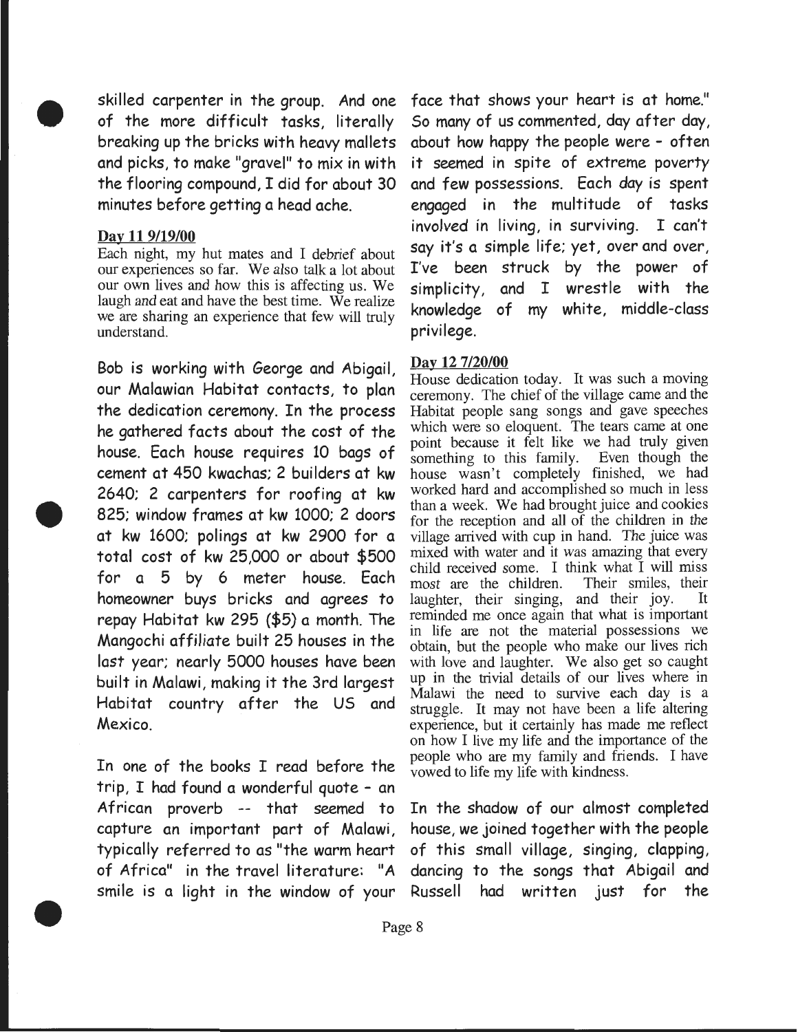skilled carpenter in the group. And one of the more difficult tasks, literally breaking up the bricks with heavy mallets and picks, to make "gravel" to mix in with the flooring compound, I did for about 30 minutes before getting a head ache.

**Day 11 9/19/00**

Each night, my hut mates and I debrief about our experiences so far. We also talk a lot about our own lives and how this is affecting us. We laugh and eat and have the best time. We realize we are sharing an experience that few will truly understand.

Bob is working with George and Abigail, our Malawian Habitat contacts, to plan the dedication ceremony. In the process he gathered facts about the cost of the house. Each house requires 10 bags of cement at 450 kwachas; 2 builders at kw 2640; 2 carpenters for roofing at kw 825; window frames at kw 1000; 2 doors at kw 1600; polings at kw 2900 for a total cost of kw 25,000 or about $500 for a 5 by 6 meter house. Each homeowner buys bricks and agrees to repay Habitat kw 295 ($5) a month. The Mangochi affiliate built 25 houses in the last year; nearly 5000 houses have been built in Malawi, making it the 3rd largest Habitat country after the US and Mexico.

In one of the books I read before the trip, I had found a wonderful quote - an African proverb -- that seemed to capture an important part of Malawi, typically referred to as "the warm heart of Africa" in the travel literature: "A smile is a light in the window of your face that shows your heart is at home." So many of us commented, day after day, about how happy the people were - often it seemed in spite of extreme poverty and few possessions. Each day is spent engaged in the multitude of tasks involved in living, in surviving. I can't say it's a simple life; yet, over and over, I've been struck by the power of simplicity, and I wrestle with the knowledge of my white, middle-class privilege.

**Day 12 7/20/00**

House dedication today. It was such a moving ceremony. The chief of the village came and the Habitat people sang songs and gave speeches which were so eloquent. The tears came at one point because it felt like we had truly given something to this family. Even though the house wasn't completely finished, we had worked hard and accomplished so much in less than a week. We had brought juice and cookies for the reception and all of the children in the village arrived with cup in hand. The juice was mixed with water and it was amazing that every child received some. I think what I will miss most are the children. Their smiles, their laughter, their singing, and their joy. It reminded me once again that what is important in life are not the material possessions we obtain, but the people who make our lives rich with love and laughter. We also get so caught up in the trivial details of our lives where in Malawi the need to survive each day is a struggle. It may not have been a life altering experience, but it certainly has made me reflect on how I live my life and the importance of the people who are my family and friends. I have vowed to life my life with kindness.

In the shadow of our almost completed house, we joined together with the people of this small village, singing, clapping, dancing to the songs that Abigail and Russell had written just for the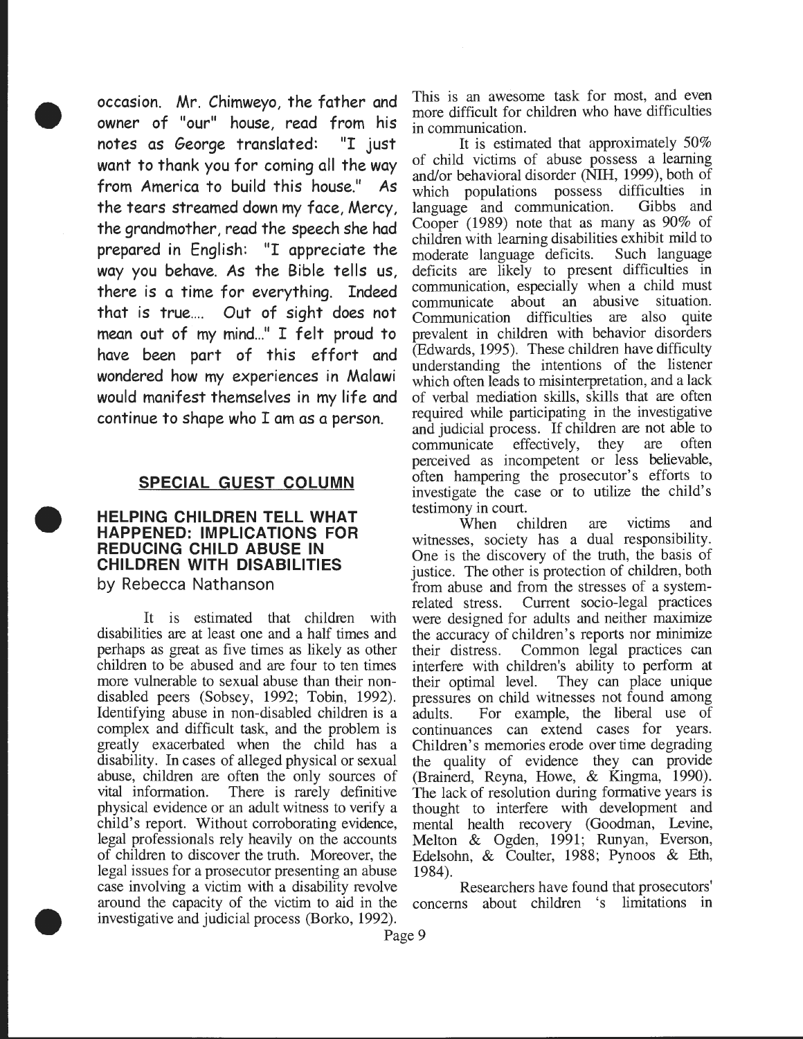occasion. Mr. Chimweyo, the father and owner of "our" house, read from his notes as George translated: "I just want to thank you for coming all the way from America to build this house." As the tears streamed down my face, Mercy, the grandmother, read the speech she had prepared in English: "I appreciate the way you behave. As the Bible tells us, there is a time for everything. Indeed that is true.... Out of sight does not mean out of my mind..." I felt proud to have been part of this effort and wondered how my experiences in Malawi would manifest themselves in my life and continue to shape who I am as a person.

## SPECIAL GUEST COLUMN

### HELPING CHILDREN TELL WHAT HAPPENED: IMPLICATIONS FOR REDUCING CHILD ABUSE IN CHILDREN WITH DISABILITIES

by Rebecca Nathanson

It is estimated that children with disabilities are at least one and a half times and perhaps as great as five times as likely as other children to be abused and are four to ten times more vulnerable to sexual abuse than their non-disabled peers (Sobsey, 1992; Tobin, 1992). Identifying abuse in non-disabled children is a complex and difficult task, and the problem is greatly exacerbated when the child has a disability. In cases of alleged physical or sexual abuse, children are often the only sources of vital information. There is rarely definitive physical evidence or an adult witness to verify a child's report. Without corroborating evidence, legal professionals rely heavily on the accounts of children to discover the truth. Moreover, the legal issues for a prosecutor presenting an abuse case involving a victim with a disability revolve around the capacity of the victim to aid in the investigative and judicial process (Borko, 1992). This is an awesome task for most, and even more difficult for children who have difficulties in communication.

It is estimated that approximately 50% of child victims of abuse possess a learning and/or behavioral disorder (NIH, 1999), both of which populations possess difficulties in language and communication. Gibbs and Cooper (1989) note that as many as 90% of children with learning disabilities exhibit mild to moderate language deficits. Such language deficits are likely to present difficulties in communication, especially when a child must communicate about an abusive situation. Communication difficulties are also quite prevalent in children with behavior disorders (Edwards, 1995). These children have difficulty understanding the intentions of the listener which often leads to misinterpretation, and a lack of verbal mediation skills, skills that are often required while participating in the investigative and judicial process. If children are not able to communicate effectively, they are often perceived as incompetent or less believable, often hampering the prosecutor's efforts to investigate the case or to utilize the child's testimony in court.

When children are victims and witnesses, society has a dual responsibility. One is the discovery of the truth, the basis of justice. The other is protection of children, both from abuse and from the stresses of a system-related stress. Current socio-legal practices were designed for adults and neither maximize the accuracy of children's reports nor minimize their distress. Common legal practices can interfere with children's ability to perform at their optimal level. They can place unique pressures on child witnesses not found among adults. For example, the liberal use of continuances can extend cases for years. Children's memories erode over time degrading the quality of evidence they can provide (Brainerd, Reyna, Howe, & Kingma, 1990). The lack of resolution during formative years is thought to interfere with development and mental health recovery (Goodman, Levine, Melton & Ogden, 1991; Runyan, Everson, Edelsohn, & Coulter, 1988; Pynoos & Eth, 1984).

Researchers have found that prosecutors' concerns about children 's limitations in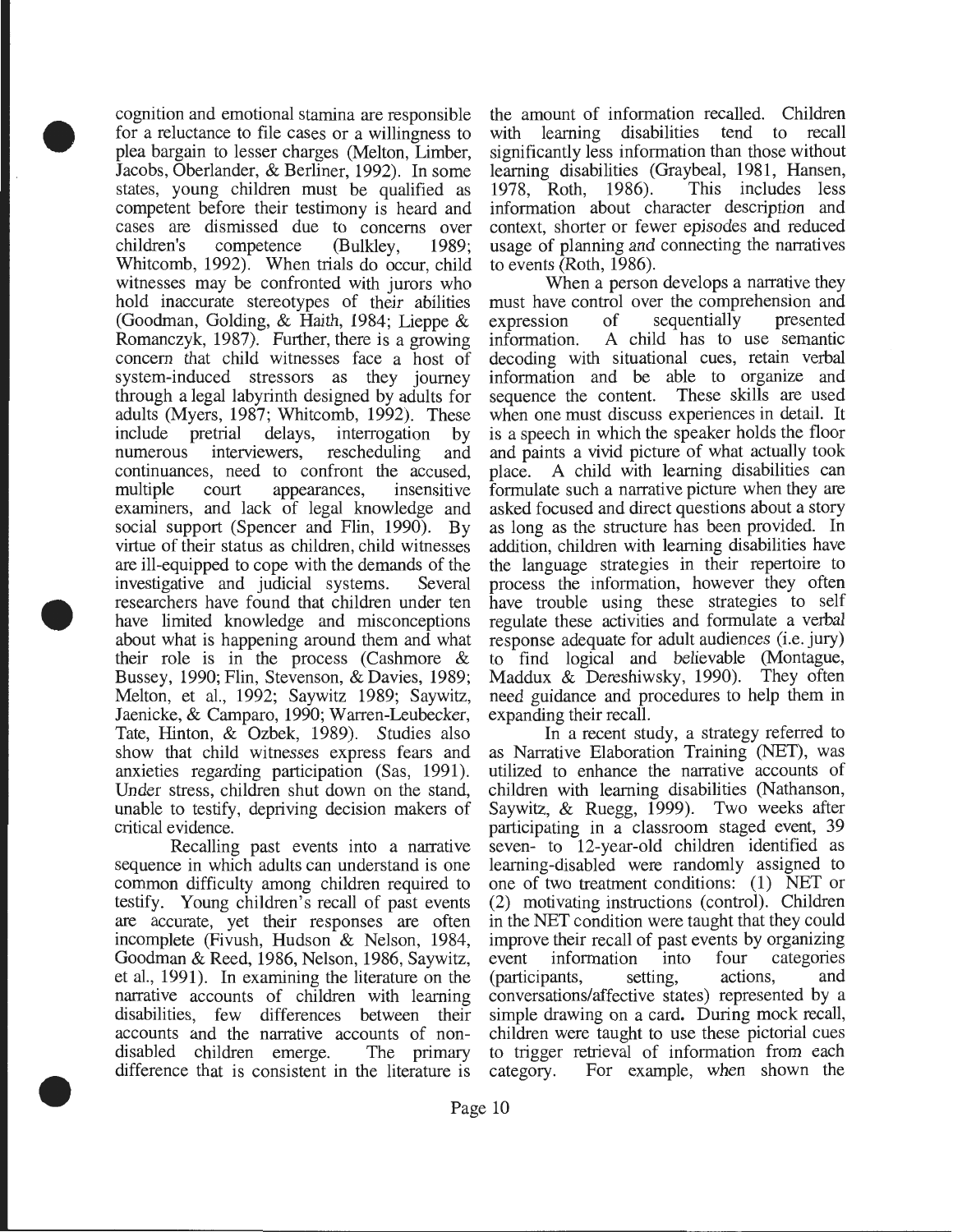cognition and emotional stamina are responsible for a reluctance to file cases or a willingness to plea bargain to lesser charges (Melton, Limber, Jacobs, Oberlander, & Berliner, 1992). In some states, young children must be qualified as competent before their testimony is heard and cases are dismissed due to concerns over children's competence (Bulkley, 1989; Whitcomb, 1992). When trials do occur, child witnesses may be confronted with jurors who hold inaccurate stereotypes of their abilities (Goodman, Golding, & Haith, 1984; Lieppe & Romanczyk, 1987). Further, there is a growing concern that child witnesses face a host of system-induced stressors as they journey through a legal labyrinth designed by adults for adults (Myers, 1987; Whitcomb, 1992). These include pretrial delays, interrogation by numerous interviewers, rescheduling and continuances, need to confront the accused, multiple court appearances, insensitive examiners, and lack of legal knowledge and social support (Spencer and Flin, 1990). By virtue of their status as children, child witnesses are ill-equipped to cope with the demands of the investigative and judicial systems. Several researchers have found that children under ten have limited knowledge and misconceptions about what is happening around them and what their role is in the process (Cashmore & Bussey, 1990; Flin, Stevenson, & Davies, 1989; Melton, et al., 1992; Saywitz 1989; Saywitz, Jaenicke, & Camparo, 1990; Warren-Leubecker, Tate, Hinton, & Ozbek, 1989). Studies also show that child witnesses express fears and anxieties regarding participation (Sas, 1991). Under stress, children shut down on the stand, unable to testify, depriving decision makers of critical evidence.

Recalling past events into a narrative sequence in which adults can understand is one common difficulty among children required to testify. Young children's recall of past events are accurate, yet their responses are often incomplete (Fivush, Hudson & Nelson, 1984, Goodman & Reed, 1986, Nelson, 1986, Saywitz, et al., 1991). In examining the literature on the narrative accounts of children with learning disabilities, few differences between their accounts and the narrative accounts of non-disabled children emerge. The primary difference that is consistent in the literature is the amount of information recalled. Children with learning disabilities tend to recall significantly less information than those without learning disabilities (Graybeal, 1981, Hansen, 1978, Roth, 1986). This includes less information about character description and context, shorter or fewer episodes and reduced usage of planning and connecting the narratives to events (Roth, 1986).

When a person develops a narrative they must have control over the comprehension and expression of sequentially presented information. A child has to use semantic decoding with situational cues, retain verbal information and be able to organize and sequence the content. These skills are used when one must discuss experiences in detail. It is a speech in which the speaker holds the floor and paints a vivid picture of what actually took place. A child with learning disabilities can formulate such a narrative picture when they are asked focused and direct questions about a story as long as the structure has been provided. In addition, children with learning disabilities have the language strategies in their repertoire to process the information, however they often have trouble using these strategies to self regulate these activities and formulate a verbal response adequate for adult audiences (i.e. jury) to find logical and believable (Montague, Maddux & Dereshiwsky, 1990). They often need guidance and procedures to help them in expanding their recall.

In a recent study, a strategy referred to as Narrative Elaboration Training (NET), was utilized to enhance the narrative accounts of children with learning disabilities (Nathanson, Saywitz, & Ruegg, 1999). Two weeks after participating in a classroom staged event, 39 seven- to 12-year-old children identified as learning-disabled were randomly assigned to one of two treatment conditions: (1) NET or (2) motivating instructions (control). Children in the NET condition were taught that they could improve their recall of past events by organizing event information into four categories (participants, setting, actions, and conversations/affective states) represented by a simple drawing on a card. During mock recall, children were taught to use these pictorial cues to trigger retrieval of information from each category. For example, when shown the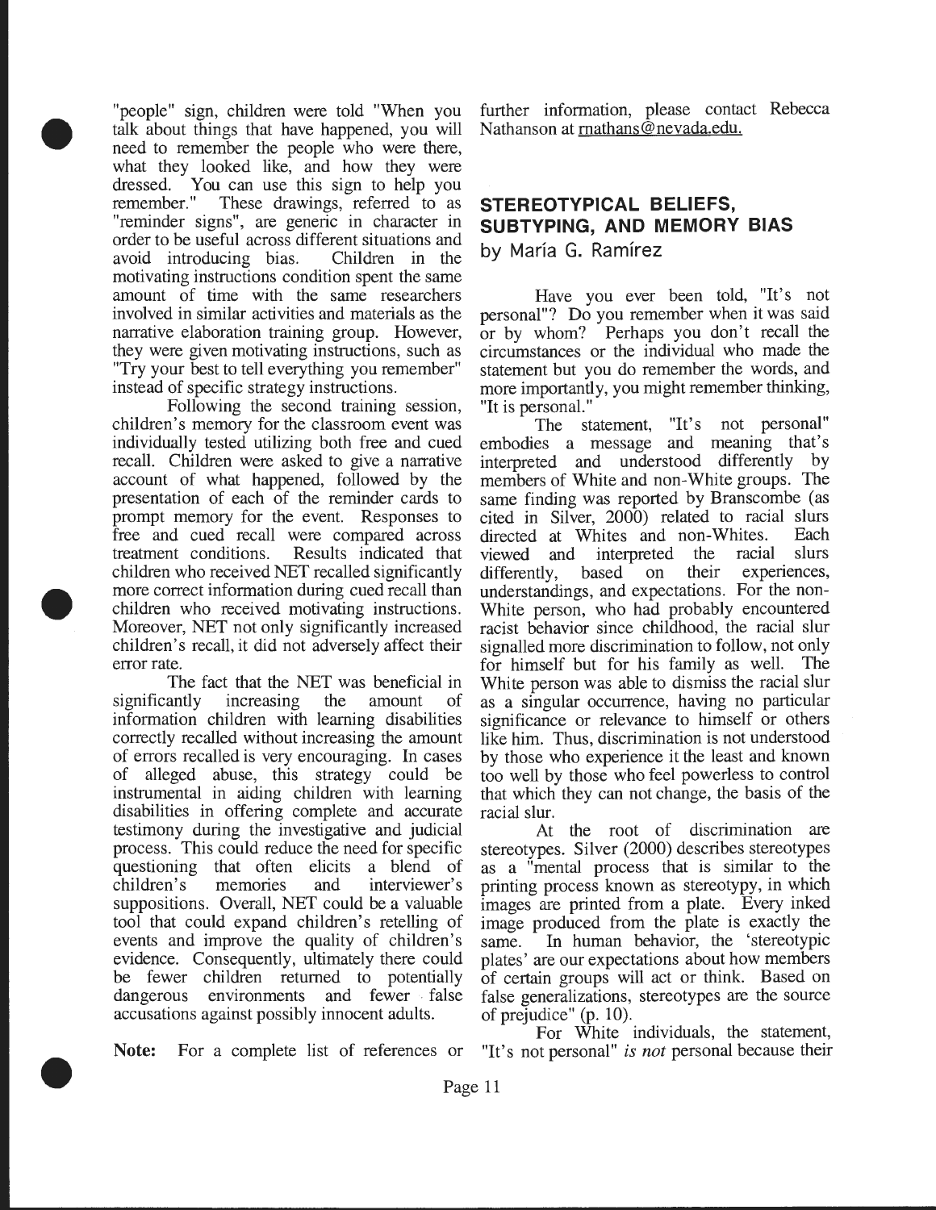"people" sign, children were told "When you talk about things that have happened, you will need to remember the people who were there, what they looked like, and how they were dressed. You can use this sign to help you remember." These drawings, referred to as "reminder signs", are generic in character in order to be useful across different situations and avoid introducing bias. Children in the motivating instructions condition spent the same amount of time with the same researchers involved in similar activities and materials as the narrative elaboration training group. However, they were given motivating instructions, such as "Try your best to tell everything you remember" instead of specific strategy instructions.

Following the second training session, children's memory for the classroom event was individually tested utilizing both free and cued recall. Children were asked to give a narrative account of what happened, followed by the presentation of each of the reminder cards to prompt memory for the event. Responses to free and cued recall were compared across treatment conditions. Results indicated that children who received NET recalled significantly more correct information during cued recall than children who received motivating instructions. Moreover, NET not only significantly increased children's recall, it did not adversely affect their error rate.

The fact that the NET was beneficial in significantly increasing the amount of information children with learning disabilities correctly recalled without increasing the amount of errors recalled is very encouraging. In cases of alleged abuse, this strategy could be instrumental in aiding children with learning disabilities in offering complete and accurate testimony during the investigative and judicial process. This could reduce the need for specific questioning that often elicits a blend of children's memories and interviewer's suppositions. Overall, NET could be a valuable tool that could expand children's retelling of events and improve the quality of children's evidence. Consequently, ultimately there could be fewer children returned to potentially dangerous environments and fewer false accusations against possibly innocent adults.

**Note:** For a complete list of references or further information, please contact Rebecca Nathanson at rnathans@nevada.edu.

## STEREOTYPICAL BELIEFS, SUBTYPING, AND MEMORY BIAS

by María G. Ramírez

Have you ever been told, "It's not personal"? Do you remember when it was said or by whom? Perhaps you don't recall the circumstances or the individual who made the statement but you do remember the words, and more importantly, you might remember thinking, "It is personal."

The statement, "It's not personal" embodies a message and meaning that's interpreted and understood differently by members of White and non-White groups. The same finding was reported by Branscombe (as cited in Silver, 2000) related to racial slurs directed at Whites and non-Whites. Each viewed and interpreted the racial slurs differently, based on their experiences, understandings, and expectations. For the non-White person, who had probably encountered racist behavior since childhood, the racial slur signalled more discrimination to follow, not only for himself but for his family as well. The White person was able to dismiss the racial slur as a singular occurrence, having no particular significance or relevance to himself or others like him. Thus, discrimination is not understood by those who experience it the least and known too well by those who feel powerless to control that which they can not change, the basis of the racial slur.

At the root of discrimination are stereotypes. Silver (2000) describes stereotypes as a "mental process that is similar to the printing process known as stereotypy, in which images are printed from a plate. Every inked image produced from the plate is exactly the same. In human behavior, the 'stereotypic plates' are our expectations about how members of certain groups will act or think. Based on false generalizations, stereotypes are the source of prejudice" (p. 10).

For White individuals, the statement, "It's not personal" *is not* personal because their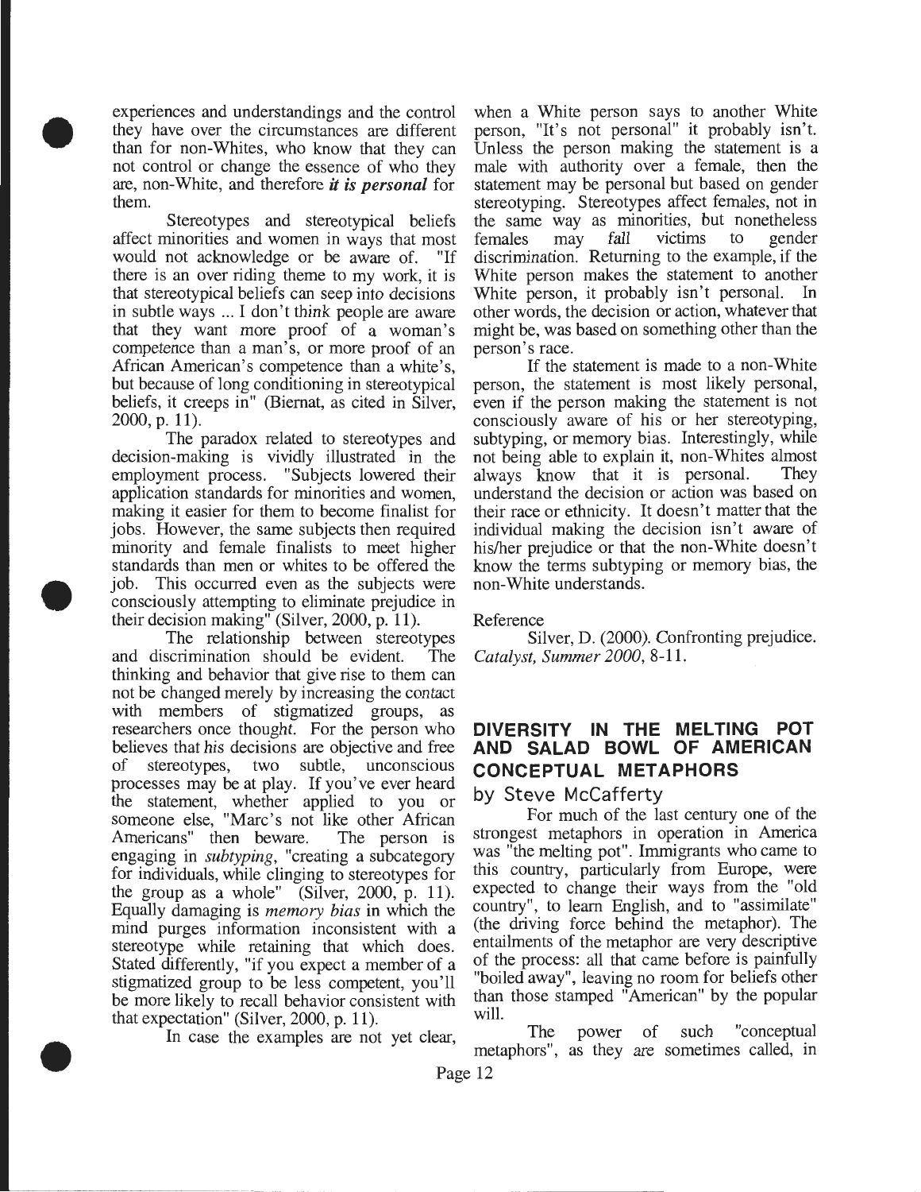experiences and understandings and the control they have over the circumstances are different than for non-Whites, who know that they can not control or change the essence of who they are, non-White, and therefore ***it is personal*** for them.

Stereotypes and stereotypical beliefs affect minorities and women in ways that most would not acknowledge or be aware of. "If there is an over riding theme to my work, it is that stereotypical beliefs can seep into decisions in subtle ways ... I don't think people are aware that they want more proof of a woman's competence than a man's, or more proof of an African American's competence than a white's, but because of long conditioning in stereotypical beliefs, it creeps in" (Biernat, as cited in Silver, 2000, p. 11).

The paradox related to stereotypes and decision-making is vividly illustrated in the employment process. "Subjects lowered their application standards for minorities and women, making it easier for them to become finalist for jobs. However, the same subjects then required minority and female finalists to meet higher standards than men or whites to be offered the job. This occurred even as the subjects were consciously attempting to eliminate prejudice in their decision making" (Silver, 2000, p. 11).

The relationship between stereotypes and discrimination should be evident. The thinking and behavior that give rise to them can not be changed merely by increasing the contact with members of stigmatized groups, as researchers once thought. For the person who believes that his decisions are objective and free of stereotypes, two subtle, unconscious processes may be at play. If you've ever heard the statement, whether applied to you or someone else, "Marc's not like other African Americans" then beware. The person is engaging in *subtyping*, "creating a subcategory for individuals, while clinging to stereotypes for the group as a whole" (Silver, 2000, p. 11). Equally damaging is *memory bias* in which the mind purges information inconsistent with a stereotype while retaining that which does. Stated differently, "if you expect a member of a stigmatized group to be less competent, you'll be more likely to recall behavior consistent with that expectation" (Silver, 2000, p. 11).

In case the examples are not yet clear, when a White person says to another White person, "It's not personal" it probably isn't. Unless the person making the statement is a male with authority over a female, then the statement may be personal but based on gender stereotyping. Stereotypes affect females, not in the same way as minorities, but nonetheless females may fall victims to gender discrimination. Returning to the example, if the White person makes the statement to another White person, it probably isn't personal. In other words, the decision or action, whatever that might be, was based on something other than the person's race.

If the statement is made to a non-White person, the statement is most likely personal, even if the person making the statement is not consciously aware of his or her stereotyping, subtyping, or memory bias. Interestingly, while not being able to explain it, non-Whites almost always know that it is personal. They understand the decision or action was based on their race or ethnicity. It doesn't matter that the individual making the decision isn't aware of his/her prejudice or that the non-White doesn't know the terms subtyping or memory bias, the non-White understands.

Reference

Silver, D. (2000). Confronting prejudice. *Catalyst, Summer 2000*, 8-11.

## DIVERSITY IN THE MELTING POT AND SALAD BOWL OF AMERICAN CONCEPTUAL METAPHORS

by Steve McCafferty

For much of the last century one of the strongest metaphors in operation in America was "the melting pot". Immigrants who came to this country, particularly from Europe, were expected to change their ways from the "old country", to learn English, and to "assimilate" (the driving force behind the metaphor). The entailments of the metaphor are very descriptive of the process: all that came before is painfully "boiled away", leaving no room for beliefs other than those stamped "American" by the popular will.

The power of such "conceptual metaphors", as they are sometimes called, in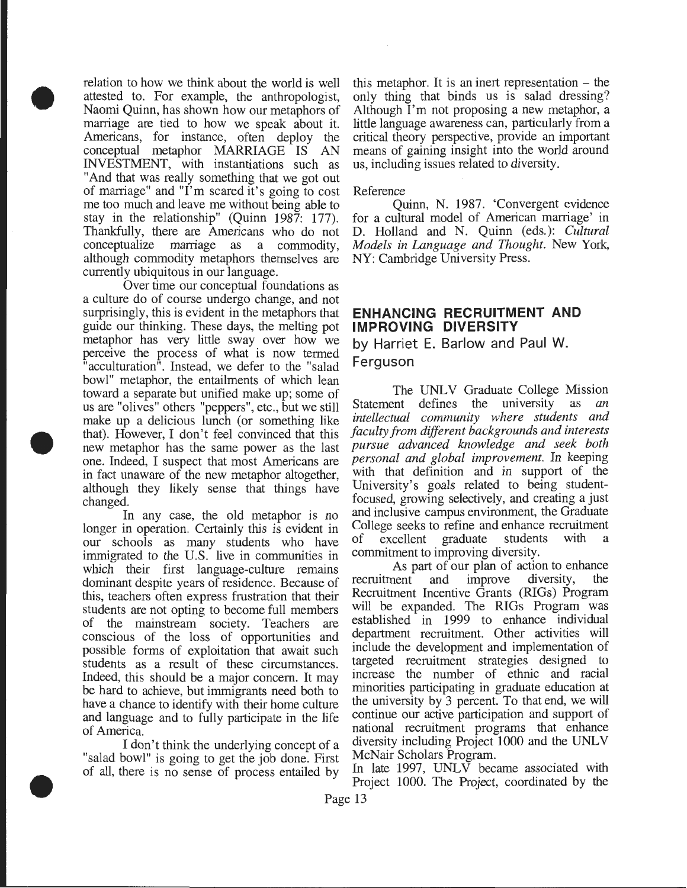relation to how we think about the world is well attested to. For example, the anthropologist, Naomi Quinn, has shown how our metaphors of marriage are tied to how we speak about it. Americans, for instance, often deploy the conceptual metaphor MARRIAGE IS AN INVESTMENT, with instantiations such as "And that was really something that we got out of marriage" and "I'm scared it's going to cost me too much and leave me without being able to stay in the relationship" (Quinn 1987: 177). Thankfully, there are Americans who do not conceptualize marriage as a commodity, although commodity metaphors themselves are currently ubiquitous in our language.

Over time our conceptual foundations as a culture do of course undergo change, and not surprisingly, this is evident in the metaphors that guide our thinking. These days, the melting pot metaphor has very little sway over how we perceive the process of what is now termed "acculturation". Instead, we defer to the "salad bowl" metaphor, the entailments of which lean toward a separate but unified make up; some of us are "olives" others "peppers", etc., but we still make up a delicious lunch (or something like that). However, I don't feel convinced that this new metaphor has the same power as the last one. Indeed, I suspect that most Americans are in fact unaware of the new metaphor altogether, although they likely sense that things have changed.

In any case, the old metaphor is no longer in operation. Certainly this is evident in our schools as many students who have immigrated to the U.S. live in communities in which their first language-culture remains dominant despite years of residence. Because of this, teachers often express frustration that their students are not opting to become full members of the mainstream society. Teachers are conscious of the loss of opportunities and possible forms of exploitation that await such students as a result of these circumstances. Indeed, this should be a major concern. It may be hard to achieve, but immigrants need both to have a chance to identify with their home culture and language and to fully participate in the life of America.

I don't think the underlying concept of a "salad bowl" is going to get the job done. First of all, there is no sense of process entailed by this metaphor. It is an inert representation – the only thing that binds us is salad dressing? Although I'm not proposing a new metaphor, a little language awareness can, particularly from a critical theory perspective, provide an important means of gaining insight into the world around us, including issues related to diversity.

Reference

Quinn, N. 1987. 'Convergent evidence for a cultural model of American marriage' in D. Holland and N. Quinn (eds.): *Cultural Models in Language and Thought*. New York, NY: Cambridge University Press.

## ENHANCING RECRUITMENT AND IMPROVING DIVERSITY

by Harriet E. Barlow and Paul W. Ferguson

The UNLV Graduate College Mission Statement defines the university as *an intellectual community where students and faculty from different backgrounds and interests pursue advanced knowledge and seek both personal and global improvement.* In keeping with that definition and in support of the University's goals related to being student-focused, growing selectively, and creating a just and inclusive campus environment, the Graduate College seeks to refine and enhance recruitment of excellent graduate students with a commitment to improving diversity.

As part of our plan of action to enhance recruitment and improve diversity, the Recruitment Incentive Grants (RIGs) Program will be expanded. The RIGs Program was established in 1999 to enhance individual department recruitment. Other activities will include the development and implementation of targeted recruitment strategies designed to increase the number of ethnic and racial minorities participating in graduate education at the university by 3 percent. To that end, we will continue our active participation and support of national recruitment programs that enhance diversity including Project 1000 and the UNLV McNair Scholars Program.

In late 1997, UNLV became associated with Project 1000. The Project, coordinated by the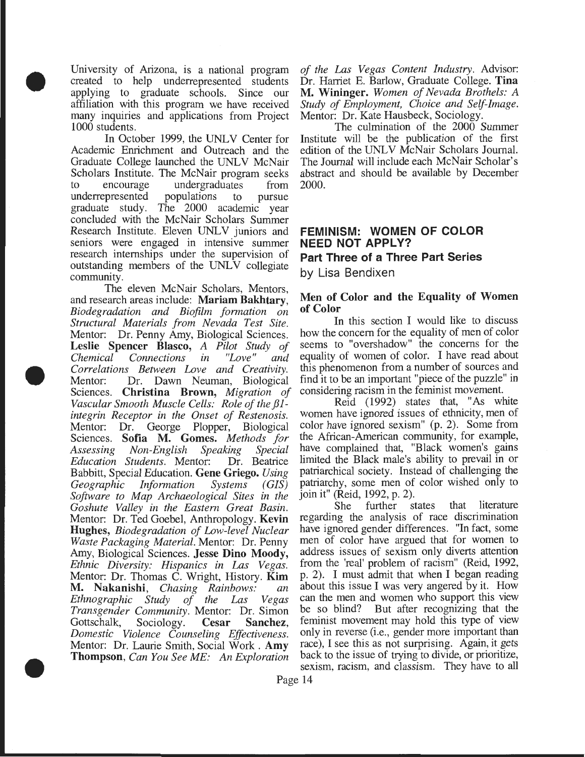University of Arizona, is a national program created to help underrepresented students applying to graduate schools. Since our affiliation with this program we have received many inquiries and applications from Project 1000 students.

In October 1999, the UNLV Center for Academic Enrichment and Outreach and the Graduate College launched the UNLV McNair Scholars Institute. The McNair program seeks to encourage undergraduates from underrepresented populations to pursue graduate study. The 2000 academic year concluded with the McNair Scholars Summer Research Institute. Eleven UNLV juniors and seniors were engaged in intensive summer research internships under the supervision of outstanding members of the UNLV collegiate community.

The eleven McNair Scholars, Mentors, and research areas include: **Mariam Bakhtary**, *Biodegradation and Biofilm formation on Structural Materials from Nevada Test Site.* Mentor: Dr. Penny Amy, Biological Sciences. **Leslie Spencer Blasco,** *A Pilot Study of Chemical Connections in "Love" and Correlations Between Love and Creativity.* Mentor: Dr. Dawn Neuman, Biological Sciences. **Christina Brown,** *Migration of Vascular Smooth Muscle Cells: Role of the β1-integrin Receptor in the Onset of Restenosis.* Mentor: Dr. George Plopper, Biological Sciences. **Sofia M. Gomes.** *Methods for Assessing Non-English Speaking Special Education Students.* Mentor: Dr. Beatrice Babbitt, Special Education. **Gene Griego.** *Using Geographic Information Systems (GIS) Software to Map Archaeological Sites in the Goshute Valley in the Eastern Great Basin.* Mentor: Dr. Ted Goebel, Anthropology. **Kevin Hughes,** *Biodegradation of Low-level Nuclear Waste Packaging Material.* Mentor: Dr. Penny Amy, Biological Sciences. **Jesse Dino Moody,** *Ethnic Diversity: Hispanics in Las Vegas.* Mentor: Dr. Thomas C. Wright, History. **Kim M. Nakanishi**, *Chasing Rainbows: an Ethnographic Study of the Las Vegas Transgender Community.* Mentor: Dr. Simon Gottschalk, Sociology. **Cesar Sanchez**, *Domestic Violence Counseling Effectiveness.* Mentor: Dr. Laurie Smith, Social Work . **Amy Thompson**, *Can You See ME: An Exploration of the Las Vegas Content Industry.* Advisor: Dr. Harriet E. Barlow, Graduate College. **Tina M. Wininger.** *Women of Nevada Brothels: A Study of Employment, Choice and Self-Image.* Mentor: Dr. Kate Hausbeck, Sociology.

The culmination of the 2000 Summer Institute will be the publication of the first edition of the UNLV McNair Scholars Journal. The Journal will include each McNair Scholar's abstract and should be available by December 2000.

## FEMINISM: WOMEN OF COLOR NEED NOT APPLY?

### Part Three of a Three Part Series

by Lisa Bendixen

**Men of Color and the Equality of Women of Color**

In this section I would like to discuss how the concern for the equality of men of color seems to "overshadow" the concerns for the equality of women of color. I have read about this phenomenon from a number of sources and find it to be an important "piece of the puzzle" in considering racism in the feminist movement.

Reid (1992) states that, "As white women have ignored issues of ethnicity, men of color have ignored sexism" (p. 2). Some from the African-American community, for example, have complained that, "Black women's gains limited the Black male's ability to prevail in or patriarchical society. Instead of challenging the patriarchy, some men of color wished only to join it" (Reid, 1992, p. 2).

She further states that literature regarding the analysis of race discrimination have ignored gender differences. "In fact, some men of color have argued that for women to address issues of sexism only diverts attention from the 'real' problem of racism" (Reid, 1992, p. 2). I must admit that when I began reading about this issue I was very angered by it. How can the men and women who support this view be so blind? But after recognizing that the feminist movement may hold this type of view only in reverse (i.e., gender more important than race), I see this as not surprising. Again, it gets back to the issue of trying to divide, or prioritize, sexism, racism, and classism. They have to all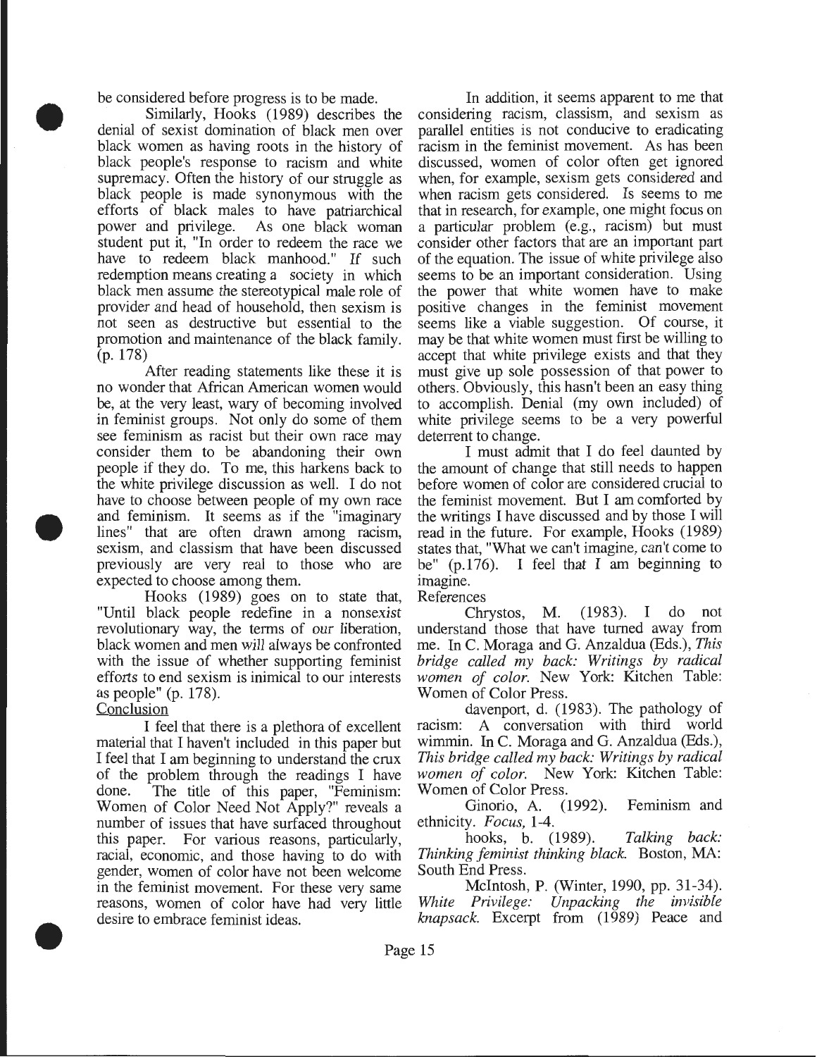be considered before progress is to be made.

Similarly, Hooks (1989) describes the denial of sexist domination of black men over black women as having roots in the history of black people's response to racism and white supremacy. Often the history of our struggle as black people is made synonymous with the efforts of black males to have patriarchical power and privilege. As one black woman student put it, "In order to redeem the race we have to redeem black manhood." If such redemption means creating a society in which black men assume the stereotypical male role of provider and head of household, then sexism is not seen as destructive but essential to the promotion and maintenance of the black family. (p. 178)

After reading statements like these it is no wonder that African American women would be, at the very least, wary of becoming involved in feminist groups. Not only do some of them see feminism as racist but their own race may consider them to be abandoning their own people if they do. To me, this harkens back to the white privilege discussion as well. I do not have to choose between people of my own race and feminism. It seems as if the "imaginary lines" that are often drawn among racism, sexism, and classism that have been discussed previously are very real to those who are expected to choose among them.

Hooks (1989) goes on to state that, "Until black people redefine in a nonsexist revolutionary way, the terms of our liberation, black women and men will always be confronted with the issue of whether supporting feminist efforts to end sexism is inimical to our interests as people" (p. 178).

## Conclusion

I feel that there is a plethora of excellent material that I haven't included in this paper but I feel that I am beginning to understand the crux of the problem through the readings I have done. The title of this paper, "Feminism: Women of Color Need Not Apply?" reveals a number of issues that have surfaced throughout this paper. For various reasons, particularly, racial, economic, and those having to do with gender, women of color have not been welcome in the feminist movement. For these very same reasons, women of color have had very little desire to embrace feminist ideas.

In addition, it seems apparent to me that considering racism, classism, and sexism as parallel entities is not conducive to eradicating racism in the feminist movement. As has been discussed, women of color often get ignored when, for example, sexism gets considered and when racism gets considered. Is seems to me that in research, for example, one might focus on a particular problem (e.g., racism) but must consider other factors that are an important part of the equation. The issue of white privilege also seems to be an important consideration. Using the power that white women have to make positive changes in the feminist movement seems like a viable suggestion. Of course, it may be that white women must first be willing to accept that white privilege exists and that they must give up sole possession of that power to others. Obviously, this hasn't been an easy thing to accomplish. Denial (my own included) of white privilege seems to be a very powerful deterrent to change.

I must admit that I do feel daunted by the amount of change that still needs to happen before women of color are considered crucial to the feminist movement. But I am comforted by the writings I have discussed and by those I will read in the future. For example, Hooks (1989) states that, "What we can't imagine, can't come to be" (p.176). I feel that I am beginning to imagine.

## References

Chrystos, M. (1983). I do not understand those that have turned away from me. In C. Moraga and G. Anzaldua (Eds.), *This bridge called my back: Writings by radical women of color.* New York: Kitchen Table: Women of Color Press.

davenport, d. (1983). The pathology of racism: A conversation with third world wimmin. In C. Moraga and G. Anzaldua (Eds.), *This bridge called my back: Writings by radical women of color.* New York: Kitchen Table: Women of Color Press.

Ginorio, A. (1992). Feminism and ethnicity. *Focus,* 1-4.

hooks, b. (1989). *Talking back: Thinking feminist thinking black.* Boston, MA: South End Press.

McIntosh, P. (Winter, 1990, pp. 31-34). *White Privilege: Unpacking the invisible knapsack.* Excerpt from (1989) Peace and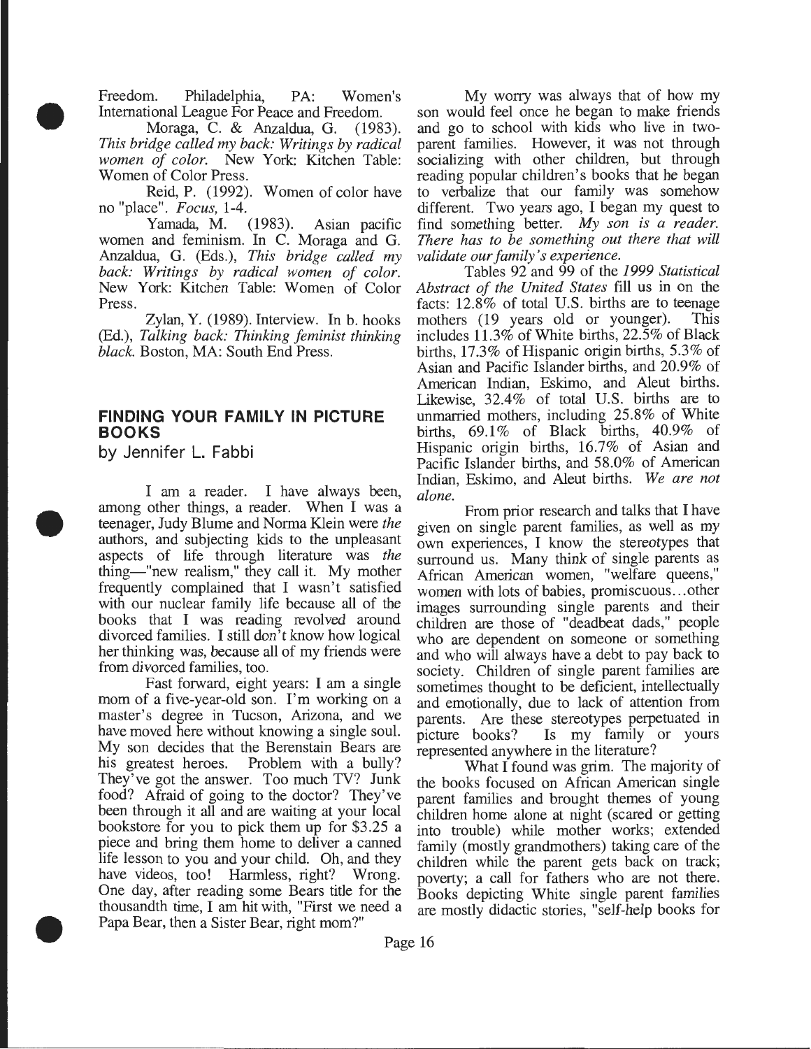Freedom. Philadelphia, PA: Women's International League For Peace and Freedom.

Moraga, C. & Anzaldua, G. (1983). *This bridge called my back: Writings by radical women of color.* New York: Kitchen Table: Women of Color Press.

Reid, P. (1992). Women of color have no "place". *Focus,* 1-4.

Yamada, M. (1983). Asian pacific women and feminism. In C. Moraga and G. Anzaldua, G. (Eds.), *This bridge called my back: Writings by radical women of color.* New York: Kitchen Table: Women of Color Press.

Zylan, Y. (1989). Interview. In b. hooks (Ed.), *Talking back: Thinking feminist thinking black.* Boston, MA: South End Press.

## FINDING YOUR FAMILY IN PICTURE BOOKS

by Jennifer L. Fabbi

I am a reader. I have always been, among other things, a reader. When I was a teenager, Judy Blume and Norma Klein were *the* authors, and subjecting kids to the unpleasant aspects of life through literature was *the* thing—"new realism," they call it. My mother frequently complained that I wasn't satisfied with our nuclear family life because all of the books that I was reading revolved around divorced families. I still don't know how logical her thinking was, because all of my friends were from divorced families, too.

Fast forward, eight years: I am a single mom of a five-year-old son. I'm working on a master's degree in Tucson, Arizona, and we have moved here without knowing a single soul. My son decides that the Berenstain Bears are his greatest heroes. Problem with a bully? They've got the answer. Too much TV? Junk food? Afraid of going to the doctor? They've been through it all and are waiting at your local bookstore for you to pick them up for $3.25 a piece and bring them home to deliver a canned life lesson to you and your child. Oh, and they have videos, too! Harmless, right? Wrong. One day, after reading some Bears title for the thousandth time, I am hit with, "First we need a Papa Bear, then a Sister Bear, right mom?"

My worry was always that of how my son would feel once he began to make friends and go to school with kids who live in two-parent families. However, it was not through socializing with other children, but through reading popular children's books that he began to verbalize that our family was somehow different. Two years ago, I began my quest to find something better. *My son is a reader. There has to be something out there that will validate our family's experience.*

Tables 92 and 99 of the *1999 Statistical Abstract of the United States* fill us in on the facts: 12.8% of total U.S. births are to teenage mothers (19 years old or younger). This includes 11.3% of White births, 22.5% of Black births, 17.3% of Hispanic origin births, 5.3% of Asian and Pacific Islander births, and 20.9% of American Indian, Eskimo, and Aleut births. Likewise, 32.4% of total U.S. births are to unmarried mothers, including 25.8% of White births, 69.1% of Black births, 40.9% of Hispanic origin births, 16.7% of Asian and Pacific Islander births, and 58.0% of American Indian, Eskimo, and Aleut births. *We are not alone.*

From prior research and talks that I have given on single parent families, as well as my own experiences, I know the stereotypes that surround us. Many think of single parents as African American women, "welfare queens," women with lots of babies, promiscuous…other images surrounding single parents and their children are those of "deadbeat dads," people who are dependent on someone or something and who will always have a debt to pay back to society. Children of single parent families are sometimes thought to be deficient, intellectually and emotionally, due to lack of attention from parents. Are these stereotypes perpetuated in picture books? Is my family or yours represented anywhere in the literature?

What I found was grim. The majority of the books focused on African American single parent families and brought themes of young children home alone at night (scared or getting into trouble) while mother works; extended family (mostly grandmothers) taking care of the children while the parent gets back on track; poverty; a call for fathers who are not there. Books depicting White single parent families are mostly didactic stories, "self-help books for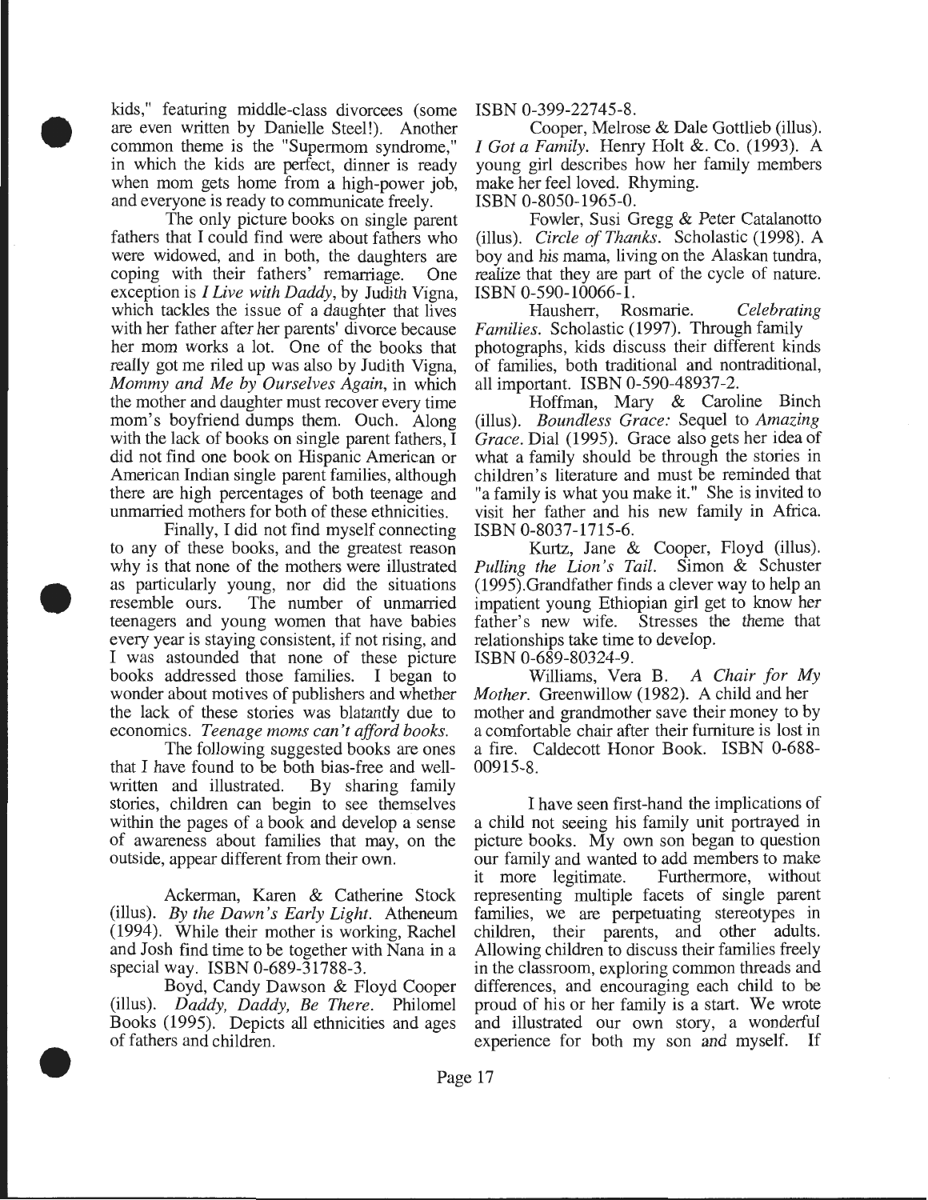kids," featuring middle-class divorcees (some are even written by Danielle Steel!). Another common theme is the "Supermom syndrome," in which the kids are perfect, dinner is ready when mom gets home from a high-power job, and everyone is ready to communicate freely.

The only picture books on single parent fathers that I could find were about fathers who were widowed, and in both, the daughters are coping with their fathers' remarriage. One exception is *I Live with Daddy*, by Judith Vigna, which tackles the issue of a daughter that lives with her father after her parents' divorce because her mom works a lot. One of the books that really got me riled up was also by Judith Vigna, *Mommy and Me by Ourselves Again*, in which the mother and daughter must recover every time mom's boyfriend dumps them. Ouch. Along with the lack of books on single parent fathers, I did not find one book on Hispanic American or American Indian single parent families, although there are high percentages of both teenage and unmarried mothers for both of these ethnicities.

Finally, I did not find myself connecting to any of these books, and the greatest reason why is that none of the mothers were illustrated as particularly young, nor did the situations resemble ours. The number of unmarried teenagers and young women that have babies every year is staying consistent, if not rising, and I was astounded that none of these picture books addressed those families. I began to wonder about motives of publishers and whether the lack of these stories was blatantly due to economics. *Teenage moms can't afford books.*

The following suggested books are ones that I have found to be both bias-free and well-written and illustrated. By sharing family stories, children can begin to see themselves within the pages of a book and develop a sense of awareness about families that may, on the outside, appear different from their own.

Ackerman, Karen & Catherine Stock (illus). *By the Dawn's Early Light*. Atheneum (1994). While their mother is working, Rachel and Josh find time to be together with Nana in a special way. ISBN 0-689-31788-3.

Boyd, Candy Dawson & Floyd Cooper (illus). *Daddy, Daddy, Be There*. Philomel Books (1995). Depicts all ethnicities and ages of fathers and children. ISBN 0-399-22745-8.

Cooper, Melrose & Dale Gottlieb (illus). *I Got a Family*. Henry Holt &. Co. (1993). A young girl describes how her family members make her feel loved. Rhyming. ISBN 0-8050-1965-0.

Fowler, Susi Gregg & Peter Catalanotto (illus). *Circle of Thanks*. Scholastic (1998). A boy and his mama, living on the Alaskan tundra, realize that they are part of the cycle of nature. ISBN 0-590-10066-1.

Hausherr, Rosmarie. *Celebrating Families*. Scholastic (1997). Through family photographs, kids discuss their different kinds of families, both traditional and nontraditional, all important. ISBN 0-590-48937-2.

Hoffman, Mary & Caroline Binch (illus). *Boundless Grace:* Sequel to *Amazing Grace*. Dial (1995). Grace also gets her idea of what a family should be through the stories in children's literature and must be reminded that "a family is what you make it." She is invited to visit her father and his new family in Africa. ISBN 0-8037-1715-6.

Kurtz, Jane & Cooper, Floyd (illus). *Pulling the Lion's Tail*. Simon & Schuster (1995).Grandfather finds a clever way to help an impatient young Ethiopian girl get to know her father's new wife. Stresses the theme that relationships take time to develop. ISBN 0-689-80324-9.

Williams, Vera B. *A Chair for My Mother*. Greenwillow (1982). A child and her mother and grandmother save their money to by a comfortable chair after their furniture is lost in a fire. Caldecott Honor Book. ISBN 0-688-00915-8.

I have seen first-hand the implications of a child not seeing his family unit portrayed in picture books. My own son began to question our family and wanted to add members to make it more legitimate. Furthermore, without representing multiple facets of single parent families, we are perpetuating stereotypes in children, their parents, and other adults. Allowing children to discuss their families freely in the classroom, exploring common threads and differences, and encouraging each child to be proud of his or her family is a start. We wrote and illustrated our own story, a wonderful experience for both my son and myself. If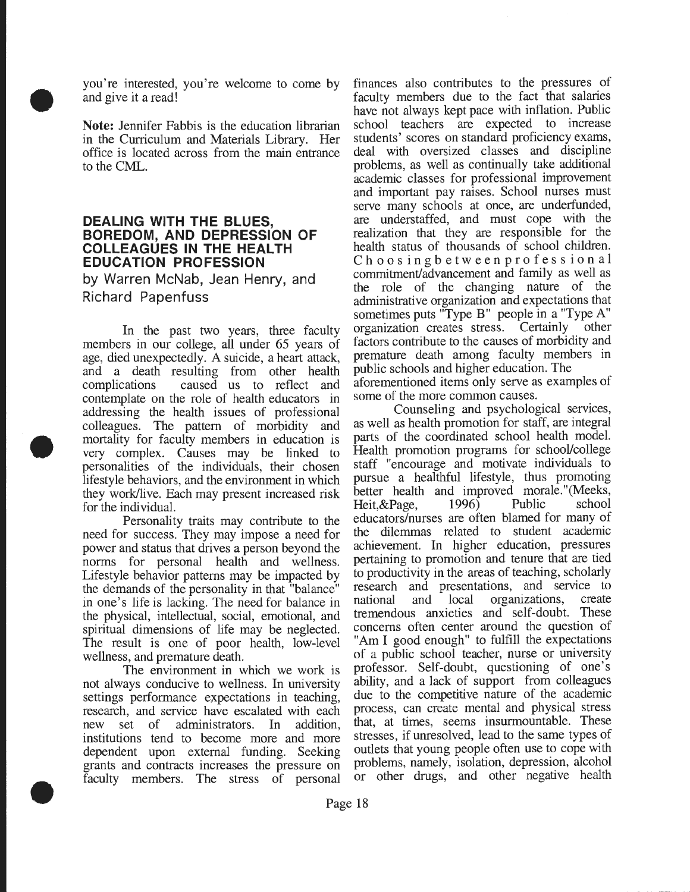you're interested, you're welcome to come by and give it a read!

**Note:** Jennifer Fabbis is the education librarian in the Curriculum and Materials Library. Her office is located across from the main entrance to the CML.

## DEALING WITH THE BLUES, BOREDOM, AND DEPRESSION OF COLLEAGUES IN THE HEALTH EDUCATION PROFESSION

by Warren McNab, Jean Henry, and Richard Papenfuss

In the past two years, three faculty members in our college, all under 65 years of age, died unexpectedly. A suicide, a heart attack, and a death resulting from other health complications caused us to reflect and contemplate on the role of health educators in addressing the health issues of professional colleagues. The pattern of morbidity and mortality for faculty members in education is very complex. Causes may be linked to personalities of the individuals, their chosen lifestyle behaviors, and the environment in which they work/live. Each may present increased risk for the individual.

Personality traits may contribute to the need for success. They may impose a need for power and status that drives a person beyond the norms for personal health and wellness. Lifestyle behavior patterns may be impacted by the demands of the personality in that "balance" in one's life is lacking. The need for balance in the physical, intellectual, social, emotional, and spiritual dimensions of life may be neglected. The result is one of poor health, low-level wellness, and premature death.

The environment in which we work is not always conducive to wellness. In university settings performance expectations in teaching, research, and service have escalated with each new set of administrators. In addition, institutions tend to become more and more dependent upon external funding. Seeking grants and contracts increases the pressure on faculty members. The stress of personal finances also contributes to the pressures of faculty members due to the fact that salaries have not always kept pace with inflation. Public school teachers are expected to increase students' scores on standard proficiency exams, deal with oversized classes and discipline problems, as well as continually take additional academic classes for professional improvement and important pay raises. School nurses must serve many schools at once, are underfunded, are understaffed, and must cope with the realization that they are responsible for the health status of thousands of school children. Choosing between professional commitment/advancement and family as well as the role of the changing nature of the administrative organization and expectations that sometimes puts "Type B" people in a "Type A" organization creates stress. Certainly other factors contribute to the causes of morbidity and premature death among faculty members in public schools and higher education. The aforementioned items only serve as examples of some of the more common causes.

Counseling and psychological services, as well as health promotion for staff, are integral parts of the coordinated school health model. Health promotion programs for school/college staff "encourage and motivate individuals to pursue a healthful lifestyle, thus promoting better health and improved morale."(Meeks, Heit,&Page, 1996) Public school educators/nurses are often blamed for many of the dilemmas related to student academic achievement. In higher education, pressures pertaining to promotion and tenure that are tied to productivity in the areas of teaching, scholarly research and presentations, and service to national and local organizations, create tremendous anxieties and self-doubt. These concerns often center around the question of "Am I good enough" to fulfill the expectations of a public school teacher, nurse or university professor. Self-doubt, questioning of one's ability, and a lack of support from colleagues due to the competitive nature of the academic process, can create mental and physical stress that, at times, seems insurmountable. These stresses, if unresolved, lead to the same types of outlets that young people often use to cope with problems, namely, isolation, depression, alcohol or other drugs, and other negative health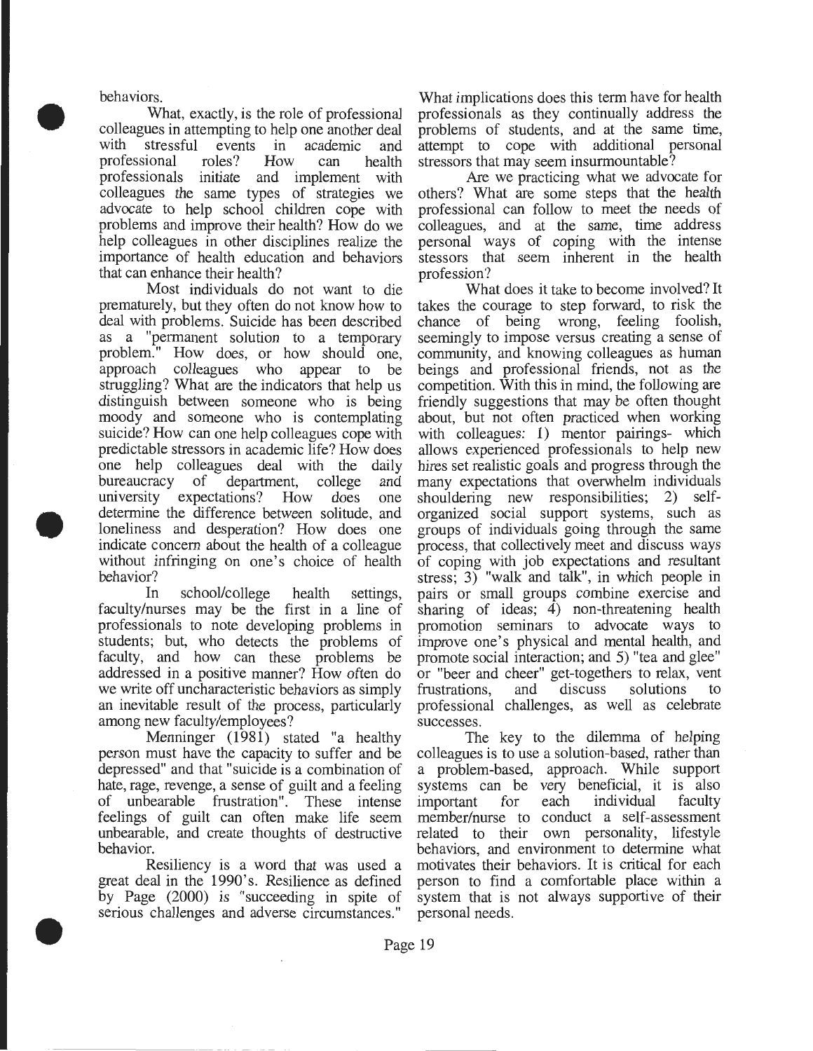behaviors.

What, exactly, is the role of professional colleagues in attempting to help one another deal with stressful events in academic and professional roles? How can health professionals initiate and implement with colleagues the same types of strategies we advocate to help school children cope with problems and improve their health? How do we help colleagues in other disciplines realize the importance of health education and behaviors that can enhance their health?

Most individuals do not want to die prematurely, but they often do not know how to deal with problems. Suicide has been described as a "permanent solution to a temporary problem." How does, or how should one, approach colleagues who appear to be struggling? What are the indicators that help us distinguish between someone who is being moody and someone who is contemplating suicide? How can one help colleagues cope with predictable stressors in academic life? How does one help colleagues deal with the daily bureaucracy of department, college and university expectations? How does one determine the difference between solitude, and loneliness and desperation? How does one indicate concern about the health of a colleague without infringing on one's choice of health behavior?

In school/college health settings, faculty/nurses may be the first in a line of professionals to note developing problems in students; but, who detects the problems of faculty, and how can these problems be addressed in a positive manner? How often do we write off uncharacteristic behaviors as simply an inevitable result of the process, particularly among new faculty/employees?

Menninger (1981) stated "a healthy person must have the capacity to suffer and be depressed" and that "suicide is a combination of hate, rage, revenge, a sense of guilt and a feeling of unbearable frustration". These intense feelings of guilt can often make life seem unbearable, and create thoughts of destructive behavior.

Resiliency is a word that was used a great deal in the 1990's. Resilience as defined by Page (2000) is "succeeding in spite of serious challenges and adverse circumstances." What implications does this term have for health professionals as they continually address the problems of students, and at the same time, attempt to cope with additional personal stressors that may seem insurmountable?

Are we practicing what we advocate for others? What are some steps that the health professional can follow to meet the needs of colleagues, and at the same, time address personal ways of coping with the intense stessors that seem inherent in the health profession?

What does it take to become involved? It takes the courage to step forward, to risk the chance of being wrong, feeling foolish, seemingly to impose versus creating a sense of community, and knowing colleagues as human beings and professional friends, not as the competition. With this in mind, the following are friendly suggestions that may be often thought about, but not often practiced when working with colleagues: 1) mentor pairings- which allows experienced professionals to help new hires set realistic goals and progress through the many expectations that overwhelm individuals shouldering new responsibilities; 2) self-organized social support systems, such as groups of individuals going through the same process, that collectively meet and discuss ways of coping with job expectations and resultant stress; 3) "walk and talk", in which people in pairs or small groups combine exercise and sharing of ideas; 4) non-threatening health promotion seminars to advocate ways to improve one's physical and mental health, and promote social interaction; and 5) "tea and glee" or "beer and cheer" get-togethers to relax, vent frustrations, and discuss solutions to professional challenges, as well as celebrate successes.

The key to the dilemma of helping colleagues is to use a solution-based, rather than a problem-based, approach. While support systems can be very beneficial, it is also important for each individual faculty member/nurse to conduct a self-assessment related to their own personality, lifestyle behaviors, and environment to determine what motivates their behaviors. It is critical for each person to find a comfortable place within a system that is not always supportive of their personal needs.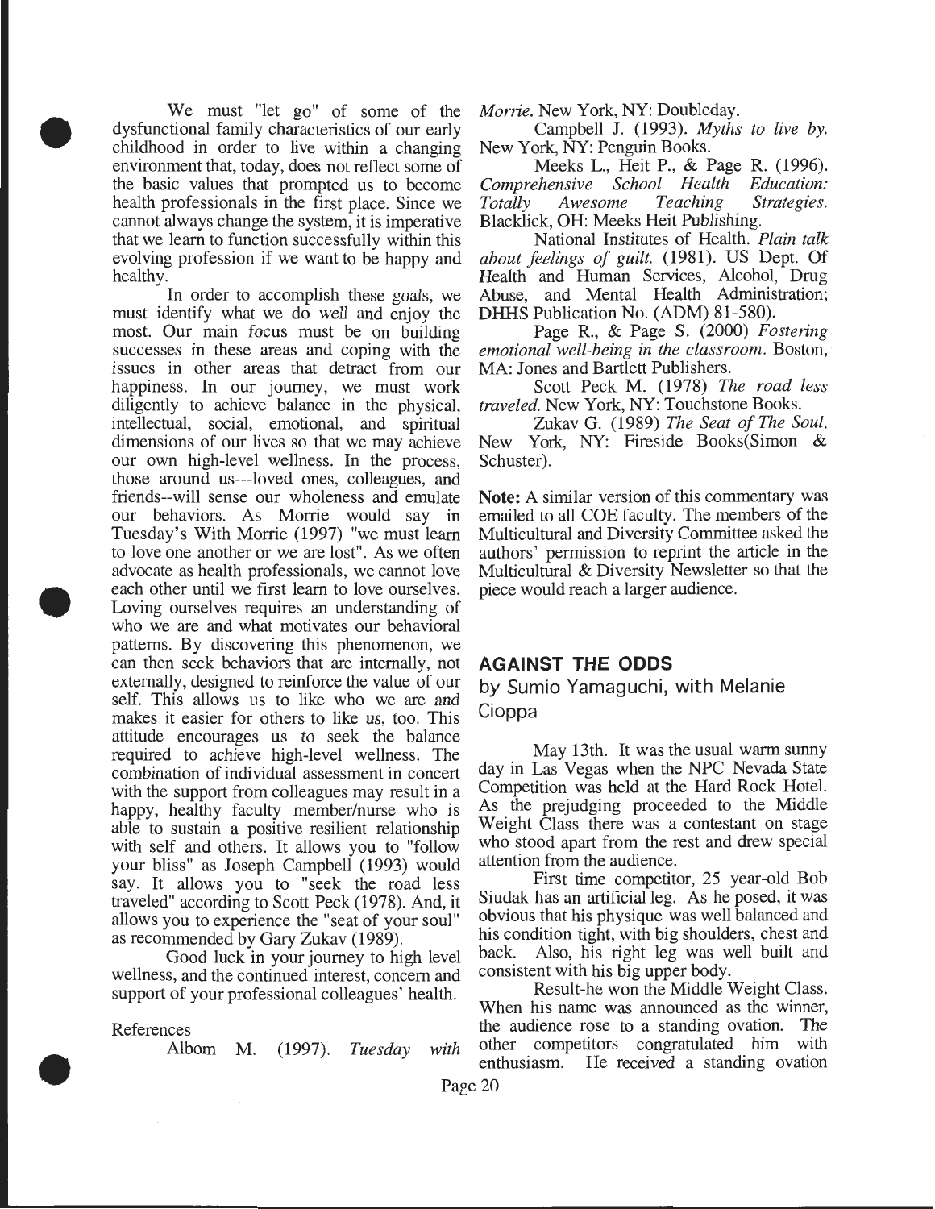We must "let go" of some of the dysfunctional family characteristics of our early childhood in order to live within a changing environment that, today, does not reflect some of the basic values that prompted us to become health professionals in the first place. Since we cannot always change the system, it is imperative that we learn to function successfully within this evolving profession if we want to be happy and healthy.

In order to accomplish these goals, we must identify what we do well and enjoy the most. Our main focus must be on building successes in these areas and coping with the issues in other areas that detract from our happiness. In our journey, we must work diligently to achieve balance in the physical, intellectual, social, emotional, and spiritual dimensions of our lives so that we may achieve our own high-level wellness. In the process, those around us---loved ones, colleagues, and friends--will sense our wholeness and emulate our behaviors. As Morrie would say in Tuesday's With Morrie (1997) "we must learn to love one another or we are lost". As we often advocate as health professionals, we cannot love each other until we first learn to love ourselves. Loving ourselves requires an understanding of who we are and what motivates our behavioral patterns. By discovering this phenomenon, we can then seek behaviors that are internally, not externally, designed to reinforce the value of our self. This allows us to like who we are and makes it easier for others to like us, too. This attitude encourages us to seek the balance required to achieve high-level wellness. The combination of individual assessment in concert with the support from colleagues may result in a happy, healthy faculty member/nurse who is able to sustain a positive resilient relationship with self and others. It allows you to "follow your bliss" as Joseph Campbell (1993) would say. It allows you to "seek the road less traveled" according to Scott Peck (1978). And, it allows you to experience the "seat of your soul" as recommended by Gary Zukav (1989).

Good luck in your journey to high level wellness, and the continued interest, concern and support of your professional colleagues' health.

References

Albom M. (1997). *Tuesday with Morrie.* New York, NY: Doubleday.

Campbell J. (1993). *Myths to live by.* New York, NY: Penguin Books.

Meeks L., Heit P., & Page R. (1996). *Comprehensive School Health Education: Totally Awesome Teaching Strategies.* Blacklick, OH: Meeks Heit Publishing.

National Institutes of Health. *Plain talk about feelings of guilt.* (1981). US Dept. Of Health and Human Services, Alcohol, Drug Abuse, and Mental Health Administration; DHHS Publication No. (ADM) 81-580).

Page R., & Page S. (2000) *Fostering emotional well-being in the classroom.* Boston, MA: Jones and Bartlett Publishers.

Scott Peck M. (1978) *The road less traveled.* New York, NY: Touchstone Books.

Zukav G. (1989) *The Seat of The Soul.* New York, NY: Fireside Books(Simon & Schuster).

**Note:** A similar version of this commentary was emailed to all COE faculty. The members of the Multicultural and Diversity Committee asked the authors' permission to reprint the article in the Multicultural & Diversity Newsletter so that the piece would reach a larger audience.

## AGAINST THE ODDS

### by Sumio Yamaguchi, with Melanie Cioppa

May 13th. It was the usual warm sunny day in Las Vegas when the NPC Nevada State Competition was held at the Hard Rock Hotel. As the prejudging proceeded to the Middle Weight Class there was a contestant on stage who stood apart from the rest and drew special attention from the audience.

First time competitor, 25 year-old Bob Siudak has an artificial leg. As he posed, it was obvious that his physique was well balanced and his condition tight, with big shoulders, chest and back. Also, his right leg was well built and consistent with his big upper body.

Result-he won the Middle Weight Class. When his name was announced as the winner, the audience rose to a standing ovation. The other competitors congratulated him with enthusiasm. He received a standing ovation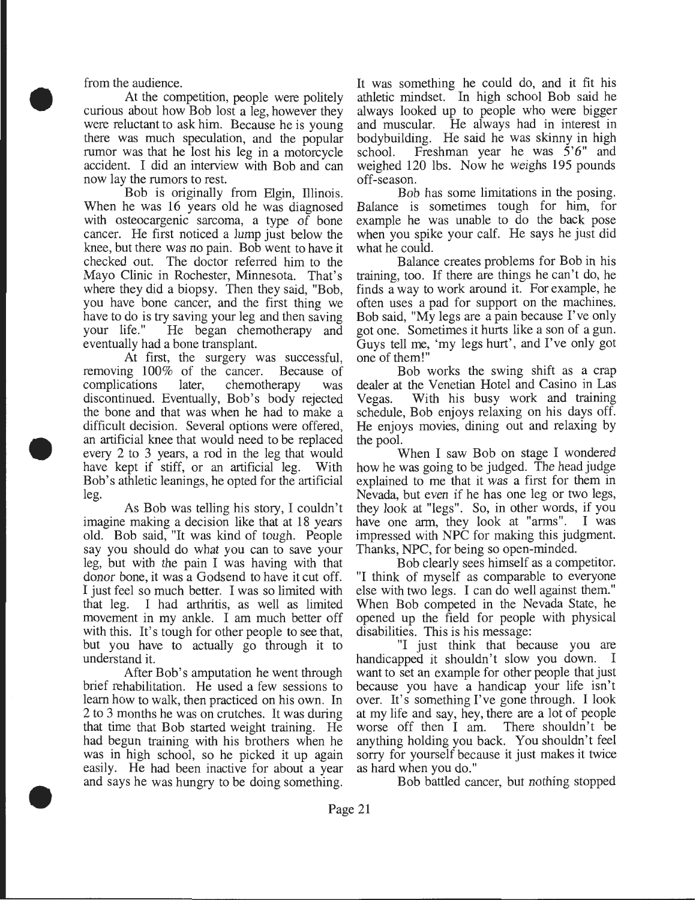from the audience.

At the competition, people were politely curious about how Bob lost a leg, however they were reluctant to ask him. Because he is young there was much speculation, and the popular rumor was that he lost his leg in a motorcycle accident. I did an interview with Bob and can now lay the rumors to rest.

Bob is originally from Elgin, Illinois. When he was 16 years old he was diagnosed with osteocargenic sarcoma, a type of bone cancer. He first noticed a lump just below the knee, but there was no pain. Bob went to have it checked out. The doctor referred him to the Mayo Clinic in Rochester, Minnesota. That's where they did a biopsy. Then they said, "Bob, you have bone cancer, and the first thing we have to do is try saving your leg and then saving your life." He began chemotherapy and eventually had a bone transplant.

At first, the surgery was successful, removing 100% of the cancer. Because of complications later, chemotherapy was discontinued. Eventually, Bob's body rejected the bone and that was when he had to make a difficult decision. Several options were offered, an artificial knee that would need to be replaced every 2 to 3 years, a rod in the leg that would have kept if stiff, or an artificial leg. With Bob's athletic leanings, he opted for the artificial leg.

As Bob was telling his story, I couldn't imagine making a decision like that at 18 years old. Bob said, "It was kind of tough. People say you should do what you can to save your leg, but with the pain I was having with that donor bone, it was a Godsend to have it cut off. I just feel so much better. I was so limited with that leg. I had arthritis, as well as limited movement in my ankle. I am much better off with this. It's tough for other people to see that, but you have to actually go through it to understand it.

After Bob's amputation he went through brief rehabilitation. He used a few sessions to learn how to walk, then practiced on his own. In 2 to 3 months he was on crutches. It was during that time that Bob started weight training. He had begun training with his brothers when he was in high school, so he picked it up again easily. He had been inactive for about a year and says he was hungry to be doing something. It was something he could do, and it fit his athletic mindset. In high school Bob said he always looked up to people who were bigger and muscular. He always had in interest in bodybuilding. He said he was skinny in high school. Freshman year he was 5'6" and weighed 120 lbs. Now he weighs 195 pounds off-season.

Bob has some limitations in the posing. Balance is sometimes tough for him, for example he was unable to do the back pose when you spike your calf. He says he just did what he could.

Balance creates problems for Bob in his training, too. If there are things he can't do, he finds a way to work around it. For example, he often uses a pad for support on the machines. Bob said, "My legs are a pain because I've only got one. Sometimes it hurts like a son of a gun. Guys tell me, 'my legs hurt', and I've only got one of them!"

Bob works the swing shift as a crap dealer at the Venetian Hotel and Casino in Las Vegas. With his busy work and training schedule, Bob enjoys relaxing on his days off. He enjoys movies, dining out and relaxing by the pool.

When I saw Bob on stage I wondered how he was going to be judged. The head judge explained to me that it was a first for them in Nevada, but even if he has one leg or two legs, they look at "legs". So, in other words, if you have one arm, they look at "arms". I was impressed with NPC for making this judgment. Thanks, NPC, for being so open-minded.

Bob clearly sees himself as a competitor. "I think of myself as comparable to everyone else with two legs. I can do well against them." When Bob competed in the Nevada State, he opened up the field for people with physical disabilities. This is his message:

"I just think that because you are handicapped it shouldn't slow you down. I want to set an example for other people that just because you have a handicap your life isn't over. It's something I've gone through. I look at my life and say, hey, there are a lot of people worse off then I am. There shouldn't be anything holding you back. You shouldn't feel sorry for yourself because it just makes it twice as hard when you do."

Bob battled cancer, but nothing stopped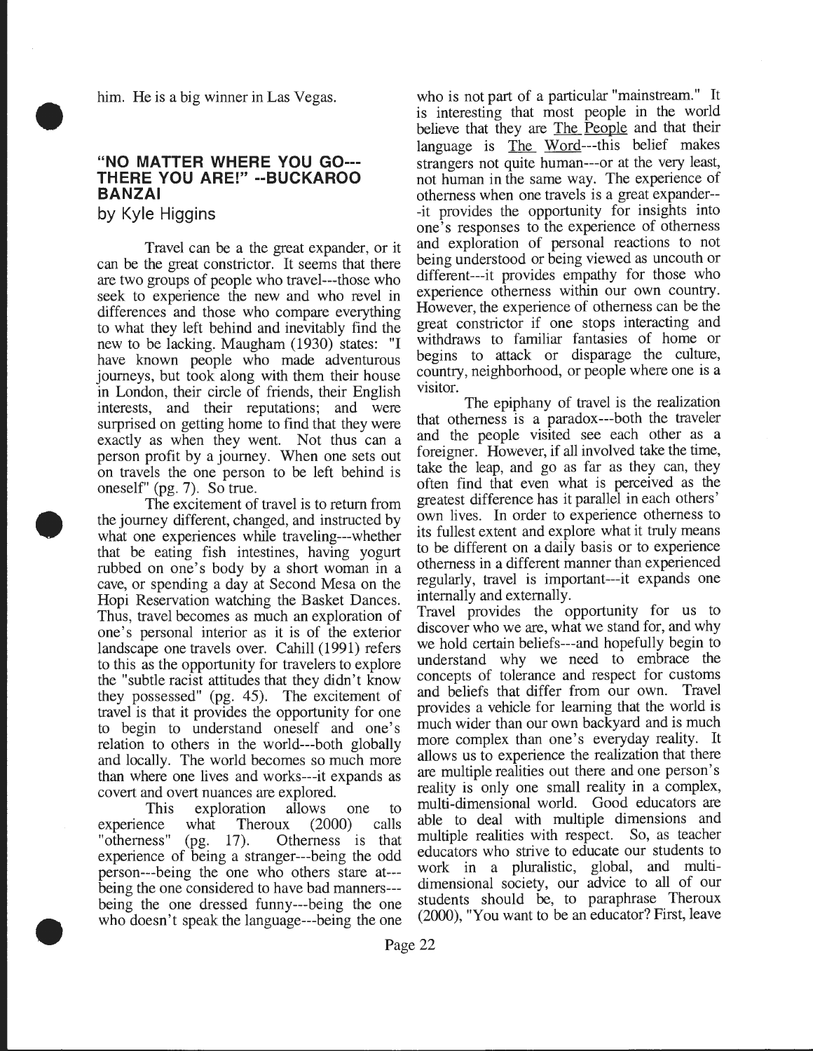him. He is a big winner in Las Vegas.

## "NO MATTER WHERE YOU GO---THERE YOU ARE!" --BUCKAROO BANZAI

by Kyle Higgins

Travel can be a the great expander, or it can be the great constrictor. It seems that there are two groups of people who travel---those who seek to experience the new and who revel in differences and those who compare everything to what they left behind and inevitably find the new to be lacking. Maugham (1930) states: "I have known people who made adventurous journeys, but took along with them their house in London, their circle of friends, their English interests, and their reputations; and were surprised on getting home to find that they were exactly as when they went. Not thus can a person profit by a journey. When one sets out on travels the one person to be left behind is oneself" (pg. 7). So true.

The excitement of travel is to return from the journey different, changed, and instructed by what one experiences while traveling---whether that be eating fish intestines, having yogurt rubbed on one's body by a short woman in a cave, or spending a day at Second Mesa on the Hopi Reservation watching the Basket Dances. Thus, travel becomes as much an exploration of one's personal interior as it is of the exterior landscape one travels over. Cahill (1991) refers to this as the opportunity for travelers to explore the "subtle racist attitudes that they didn't know they possessed" (pg. 45). The excitement of travel is that it provides the opportunity for one to begin to understand oneself and one's relation to others in the world---both globally and locally. The world becomes so much more than where one lives and works---it expands as covert and overt nuances are explored.

This exploration allows one to experience what Theroux (2000) calls "otherness" (pg. 17). Otherness is that experience of being a stranger---being the odd person---being the one who others stare at---being the one considered to have bad manners---being the one dressed funny---being the one who doesn't speak the language---being the one who is not part of a particular "mainstream." It is interesting that most people in the world believe that they are <u>The People</u> and that their language is <u>The Word</u>---this belief makes strangers not quite human---or at the very least, not human in the same way. The experience of otherness when one travels is a great expander---it provides the opportunity for insights into one's responses to the experience of otherness and exploration of personal reactions to not being understood or being viewed as uncouth or different---it provides empathy for those who experience otherness within our own country. However, the experience of otherness can be the great constrictor if one stops interacting and withdraws to familiar fantasies of home or begins to attack or disparage the culture, country, neighborhood, or people where one is a visitor.

The epiphany of travel is the realization that otherness is a paradox---both the traveler and the people visited see each other as a foreigner. However, if all involved take the time, take the leap, and go as far as they can, they often find that even what is perceived as the greatest difference has it parallel in each others' own lives. In order to experience otherness to its fullest extent and explore what it truly means to be different on a daily basis or to experience otherness in a different manner than experienced regularly, travel is important---it expands one internally and externally.

Travel provides the opportunity for us to discover who we are, what we stand for, and why we hold certain beliefs---and hopefully begin to understand why we need to embrace the concepts of tolerance and respect for customs and beliefs that differ from our own. Travel provides a vehicle for learning that the world is much wider than our own backyard and is much more complex than one's everyday reality. It allows us to experience the realization that there are multiple realities out there and one person's reality is only one small reality in a complex, multi-dimensional world. Good educators are able to deal with multiple dimensions and multiple realities with respect. So, as teacher educators who strive to educate our students to work in a pluralistic, global, and multi-dimensional society, our advice to all of our students should be, to paraphrase Theroux (2000), "You want to be an educator? First, leave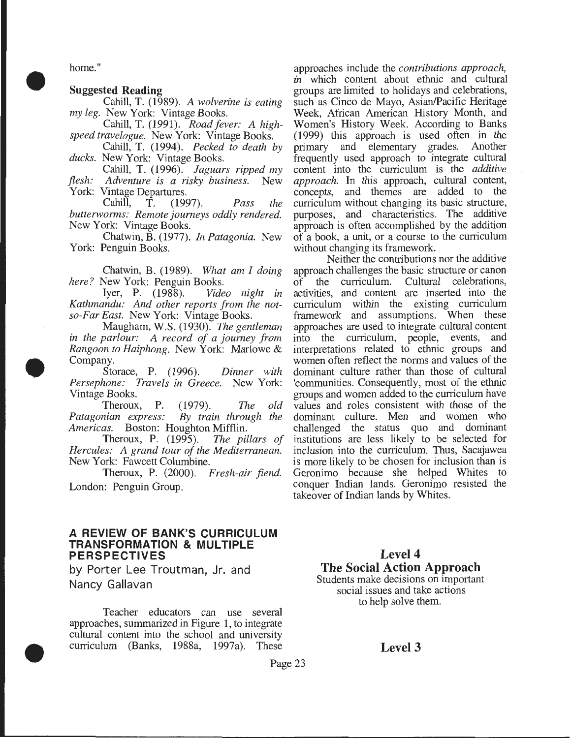home."

### Suggested Reading

Cahill, T. (1989). *A wolverine is eating my leg.* New York: Vintage Books.

Cahill, T. (1991). *Road fever: A high-speed travelogue.* New York: Vintage Books.

Cahill, T. (1994). *Pecked to death by ducks.* New York: Vintage Books.

Cahill, T. (1996). *Jaguars ripped my flesh: Adventure is a risky business.* New York: Vintage Departures.

Cahill, T. (1997). *Pass the butterworms: Remote journeys oddly rendered.* New York: Vintage Books.

Chatwin, B. (1977). *In Patagonia.* New York: Penguin Books.

Chatwin, B. (1989). *What am I doing here?* New York: Penguin Books.

Iyer, P. (1988). *Video night in Kathmandu: And other reports from the not-so-Far East.* New York: Vintage Books.

Maugham, W.S. (1930). *The gentleman in the parlour: A record of a journey from Rangoon to Haiphong.* New York: Marlowe & Company.

Storace, P. (1996). *Dinner with Persephone: Travels in Greece.* New York: Vintage Books.

Theroux, P. (1979). *The old Patagonian express: By train through the Americas.* Boston: Houghton Mifflin.

Theroux, P. (1995). *The pillars of Hercules: A grand tour of the Mediterranean.* New York: Fawcett Columbine.

Theroux, P. (2000). *Fresh-air fiend.* London: Penguin Group.

## A REVIEW OF BANK'S CURRICULUM TRANSFORMATION & MULTIPLE PERSPECTIVES

by Porter Lee Troutman, Jr. and Nancy Gallavan

Teacher educators can use several approaches, summarized in Figure 1, to integrate cultural content into the school and university curriculum (Banks, 1988a, 1997a). These approaches include the *contributions approach, in* which content about ethnic and cultural groups are limited to holidays and celebrations, such as Cinco de Mayo, Asian/Pacific Heritage Week, African American History Month, and Women's History Week. According to Banks (1999) this approach is used often in the primary and elementary grades. Another frequently used approach to integrate cultural content into the curriculum is the *additive approach.* In this approach, cultural content, concepts, and themes are added to the curriculum without changing its basic structure, purposes, and characteristics. The additive approach is often accomplished by the addition of a book, a unit, or a course to the curriculum without changing its framework.

Neither the contributions nor the additive approach challenges the basic structure or canon of the curriculum. Cultural celebrations, activities, and content are inserted into the curriculum within the existing curriculum framework and assumptions. When these approaches are used to integrate cultural content into the curriculum, people, events, and interpretations related to ethnic groups and women often reflect the norms and values of the dominant culture rather than those of cultural 'communities. Consequently, most of the ethnic groups and women added to the curriculum have values and roles consistent with those of the dominant culture. Men and women who challenged the status quo and dominant institutions are less likely to be selected for inclusion into the curriculum. Thus, Sacajawea is more likely to be chosen for inclusion than is Geronimo because she helped Whites to conquer Indian lands. Geronimo resisted the takeover of Indian lands by Whites.

**Level 4**
**The Social Action Approach**
Students make decisions on important social issues and take actions to help solve them.

**Level 3**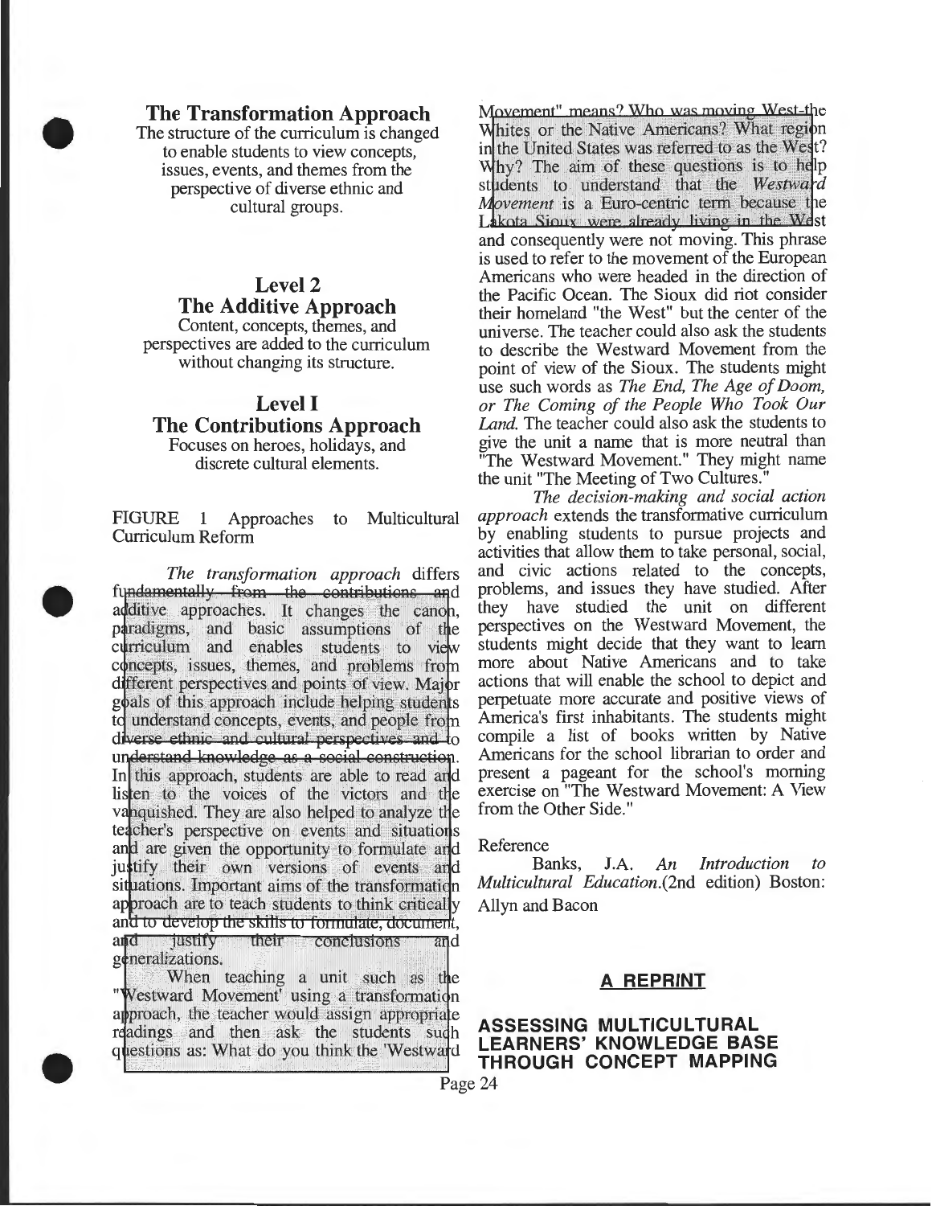**The Transformation Approach**

The structure of the curriculum is changed to enable students to view concepts, issues, events, and themes from the perspective of diverse ethnic and cultural groups.

**Level 2**
**The Additive Approach**

Content, concepts, themes, and perspectives are added to the curriculum without changing its structure.

**Level I**
**The Contributions Approach**

Focuses on heroes, holidays, and discrete cultural elements.

FIGURE 1 Approaches to Multicultural Curriculum Reform

*The transformation approach* differs fundamentally from the contributions and additive approaches. It changes the canon, paradigms, and basic assumptions of the curriculum and enables students to view concepts, issues, themes, and problems from different perspectives and points of view. Major goals of this approach include helping students to understand concepts, events, and people from diverse ethnic and cultural perspectives and to understand knowledge as a social construction. In this approach, students are able to read and listen to the voices of the victors and the vanquished. They are also helped to analyze the teacher's perspective on events and situations and are given the opportunity to formulate and justify their own versions of events and situations. Important aims of the transformation approach are to teach students to think critically and to develop the skills to formulate, document, and justify their conclusions and generalizations.

When teaching a unit such as the "Westward Movement' using a transformation approach, the teacher would assign appropriate readings and then ask the students such questions as: What do you think the 'Westward Movement" means? Who was moving West-the Whites or the Native Americans? What region in the United States was referred to as the West? Why? The aim of these questions is to help students to understand that the *Westward Movement* is a Euro-centric term because the Lakota Sioux were already living in the West and consequently were not moving. This phrase is used to refer to the movement of the European Americans who were headed in the direction of the Pacific Ocean. The Sioux did not consider their homeland "the West" but the center of the universe. The teacher could also ask the students to describe the Westward Movement from the point of view of the Sioux. The students might use such words as *The End, The Age of Doom, or The Coming of the People Who Took Our Land.* The teacher could also ask the students to give the unit a name that is more neutral than "The Westward Movement." They might name the unit "The Meeting of Two Cultures."

*The decision-making and social action approach* extends the transformative curriculum by enabling students to pursue projects and activities that allow them to take personal, social, and civic actions related to the concepts, problems, and issues they have studied. After they have studied the unit on different perspectives on the Westward Movement, the students might decide that they want to learn more about Native Americans and to take actions that will enable the school to depict and perpetuate more accurate and positive views of America's first inhabitants. The students might compile a list of books written by Native Americans for the school librarian to order and present a pageant for the school's morning exercise on "The Westward Movement: A View from the Other Side."

Reference

Banks, J.A. *An Introduction to Multicultural Education.*(2nd edition) Boston: Allyn and Bacon

**A REPRINT**

**ASSESSING MULTICULTURAL LEARNERS' KNOWLEDGE BASE THROUGH CONCEPT MAPPING**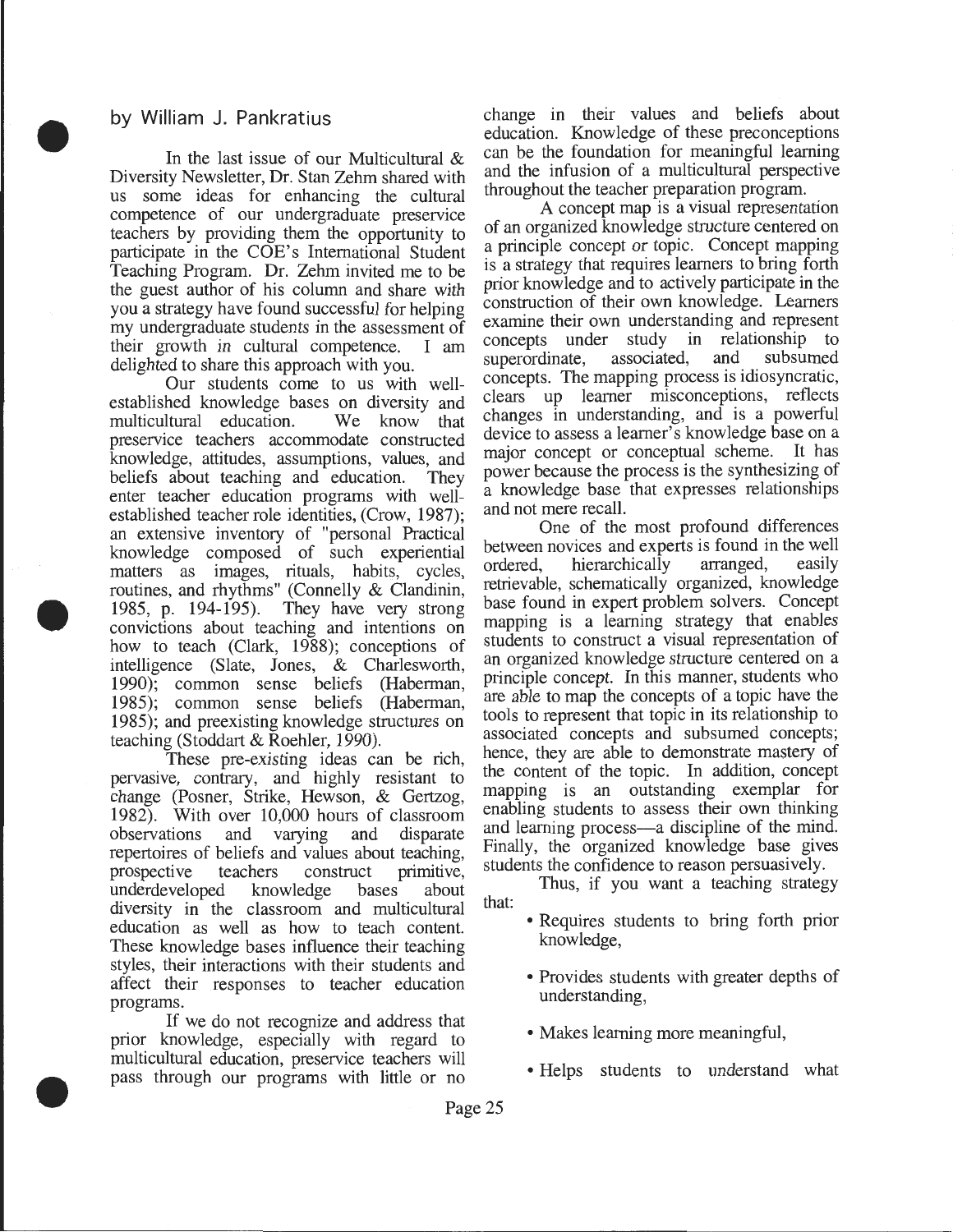by William J. Pankratius

In the last issue of our Multicultural & Diversity Newsletter, Dr. Stan Zehm shared with us some ideas for enhancing the cultural competence of our undergraduate preservice teachers by providing them the opportunity to participate in the COE's International Student Teaching Program. Dr. Zehm invited me to be the guest author of his column and share with you a strategy have found successful for helping my undergraduate students in the assessment of their growth in cultural competence. I am delighted to share this approach with you.

Our students come to us with well-established knowledge bases on diversity and multicultural education. We know that preservice teachers accommodate constructed knowledge, attitudes, assumptions, values, and beliefs about teaching and education. They enter teacher education programs with well-established teacher role identities, (Crow, 1987); an extensive inventory of "personal Practical knowledge composed of such experiential matters as images, rituals, habits, cycles, routines, and rhythms" (Connelly & Clandinin, 1985, p. 194-195). They have very strong convictions about teaching and intentions on how to teach (Clark, 1988); conceptions of intelligence (Slate, Jones, & Charlesworth, 1990); common sense beliefs (Haberman, 1985); common sense beliefs (Haberman, 1985); and preexisting knowledge structures on teaching (Stoddart & Roehler, 1990).

These pre-existing ideas can be rich, pervasive, contrary, and highly resistant to change (Posner, Strike, Hewson, & Gertzog, 1982). With over 10,000 hours of classroom observations and varying and disparate repertoires of beliefs and values about teaching, prospective teachers construct primitive, underdeveloped knowledge bases about diversity in the classroom and multicultural education as well as how to teach content. These knowledge bases influence their teaching styles, their interactions with their students and affect their responses to teacher education programs.

If we do not recognize and address that prior knowledge, especially with regard to multicultural education, preservice teachers will pass through our programs with little or no change in their values and beliefs about education. Knowledge of these preconceptions can be the foundation for meaningful learning and the infusion of a multicultural perspective throughout the teacher preparation program.

A concept map is a visual representation of an organized knowledge structure centered on a principle concept or topic. Concept mapping is a strategy that requires learners to bring forth prior knowledge and to actively participate in the construction of their own knowledge. Learners examine their own understanding and represent concepts under study in relationship to superordinate, associated, and subsumed concepts. The mapping process is idiosyncratic, clears up learner misconceptions, reflects changes in understanding, and is a powerful device to assess a learner's knowledge base on a major concept or conceptual scheme. It has power because the process is the synthesizing of a knowledge base that expresses relationships and not mere recall.

One of the most profound differences between novices and experts is found in the well ordered, hierarchically arranged, easily retrievable, schematically organized, knowledge base found in expert problem solvers. Concept mapping is a learning strategy that enables students to construct a visual representation of an organized knowledge structure centered on a principle concept. In this manner, students who are able to map the concepts of a topic have the tools to represent that topic in its relationship to associated concepts and subsumed concepts; hence, they are able to demonstrate mastery of the content of the topic. In addition, concept mapping is an outstanding exemplar for enabling students to assess their own thinking and learning process—a discipline of the mind. Finally, the organized knowledge base gives students the confidence to reason persuasively.

Thus, if you want a teaching strategy that:

- Requires students to bring forth prior knowledge,
- Provides students with greater depths of understanding,
- Makes learning more meaningful,
- Helps students to understand what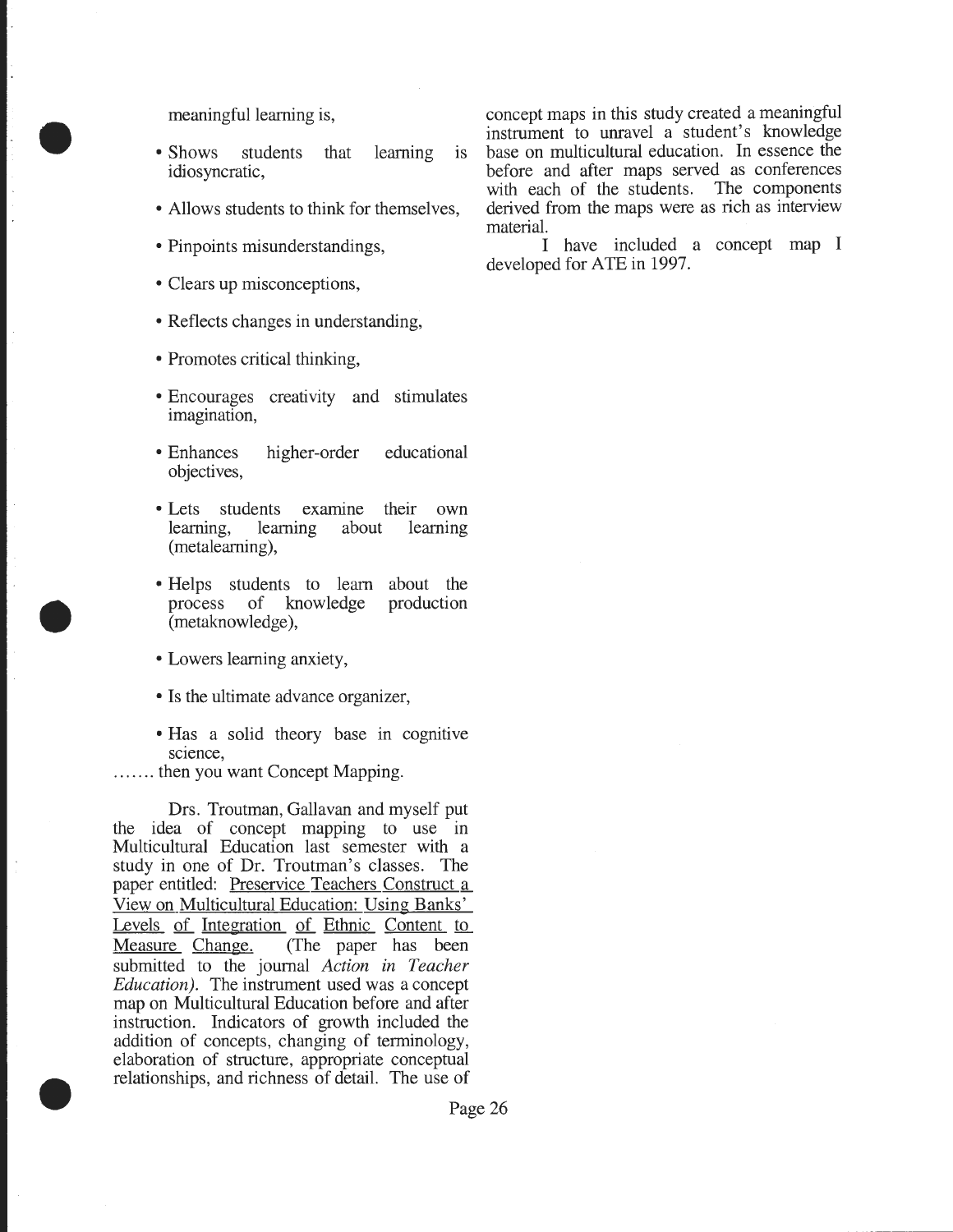meaningful learning is,

- Shows students that learning is idiosyncratic,
- Allows students to think for themselves,
- Pinpoints misunderstandings,
- Clears up misconceptions,
- Reflects changes in understanding,
- Promotes critical thinking,
- Encourages creativity and stimulates imagination,
- Enhances higher-order educational objectives,
- Lets students examine their own learning, learning about learning (metalearning),
- Helps students to learn about the process of knowledge production (metaknowledge),
- Lowers learning anxiety,
- Is the ultimate advance organizer,
- Has a solid theory base in cognitive science,

……. then you want Concept Mapping.

Drs. Troutman, Gallavan and myself put the idea of concept mapping to use in Multicultural Education last semester with a study in one of Dr. Troutman's classes. The paper entitled: Preservice Teachers Construct a View on Multicultural Education: Using Banks' Levels of Integration of Ethnic Content to Measure Change. (The paper has been submitted to the journal *Action in Teacher Education*). The instrument used was a concept map on Multicultural Education before and after instruction. Indicators of growth included the addition of concepts, changing of terminology, elaboration of structure, appropriate conceptual relationships, and richness of detail. The use of concept maps in this study created a meaningful instrument to unravel a student's knowledge base on multicultural education. In essence the before and after maps served as conferences with each of the students. The components derived from the maps were as rich as interview material.

I have included a concept map I developed for ATE in 1997.